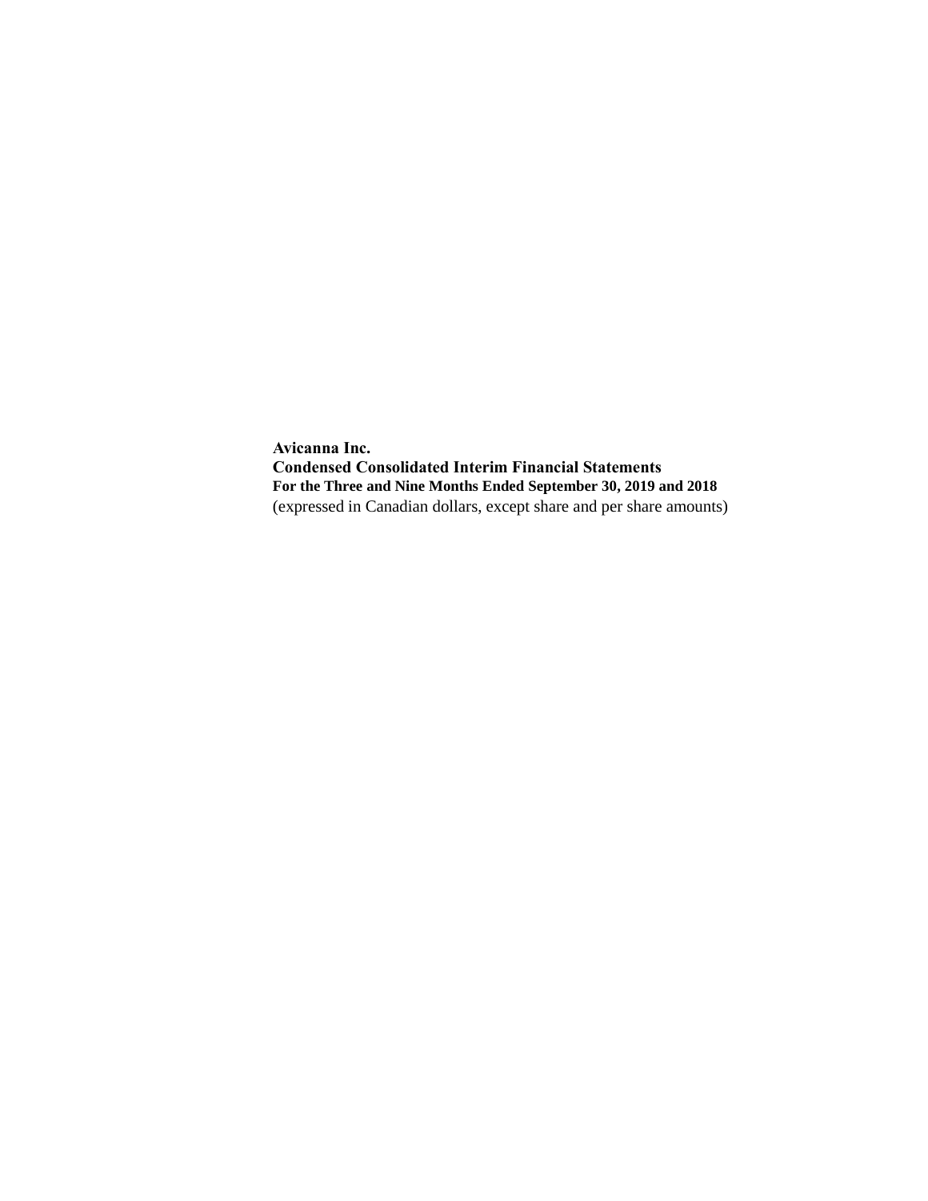**Avicanna Inc.**
**Condensed Consolidated Interim Financial Statements**
**For the Three and Nine Months Ended September 30, 2019 and 2018**
(expressed in Canadian dollars, except share and per share amounts)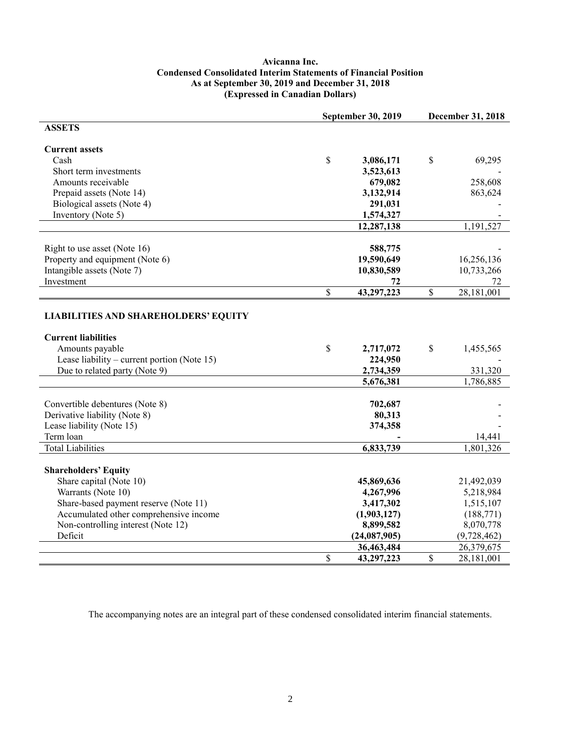**Avicanna Inc.**
**Condensed Consolidated Interim Statements of Financial Position**
**As at September 30, 2019 and December 31, 2018**
**(Expressed in Canadian Dollars)**

| | September 30, 2019 | December 31, 2018 |
|---|---|---|
| **ASSETS** | | |
| **Current assets** | | |
| Cash | $ **3,086,171** | $ 69,295 |
| Short term investments | **3,523,613** | - |
| Amounts receivable | **679,082** | 258,608 |
| Prepaid assets (Note 14) | **3,132,914** | 863,624 |
| Biological assets (Note 4) | **291,031** | - |
| Inventory (Note 5) | **1,574,327** | - |
| | **12,287,138** | 1,191,527 |
| Right to use asset (Note 16) | **588,775** | - |
| Property and equipment (Note 6) | **19,590,649** | 16,256,136 |
| Intangible assets (Note 7) | **10,830,589** | 10,733,266 |
| Investment | **72** | 72 |
| | $ **43,297,223** | $ 28,181,001 |
| **LIABILITIES AND SHAREHOLDERS' EQUITY** | | |
| **Current liabilities** | | |
| Amounts payable | $ **2,717,072** | $ 1,455,565 |
| Lease liability – current portion (Note 15) | **224,950** | - |
| Due to related party (Note 9) | **2,734,359** | 331,320 |
| | **5,676,381** | 1,786,885 |
| Convertible debentures (Note 8) | **702,687** | - |
| Derivative liability (Note 8) | **80,313** | - |
| Lease liability (Note 15) | **374,358** | - |
| Term loan | **-** | 14,441 |
| Total Liabilities | **6,833,739** | 1,801,326 |
| **Shareholders' Equity** | | |
| Share capital (Note 10) | **45,869,636** | 21,492,039 |
| Warrants (Note 10) | **4,267,996** | 5,218,984 |
| Share-based payment reserve (Note 11) | **3,417,302** | 1,515,107 |
| Accumulated other comprehensive income | **(1,903,127)** | (188,771) |
| Non-controlling interest (Note 12) | **8,899,582** | 8,070,778 |
| Deficit | **(24,087,905)** | (9,728,462) |
| | **36,463,484** | 26,379,675 |
| | $ **43,297,223** | $ 28,181,001 |

The accompanying notes are an integral part of these condensed consolidated interim financial statements.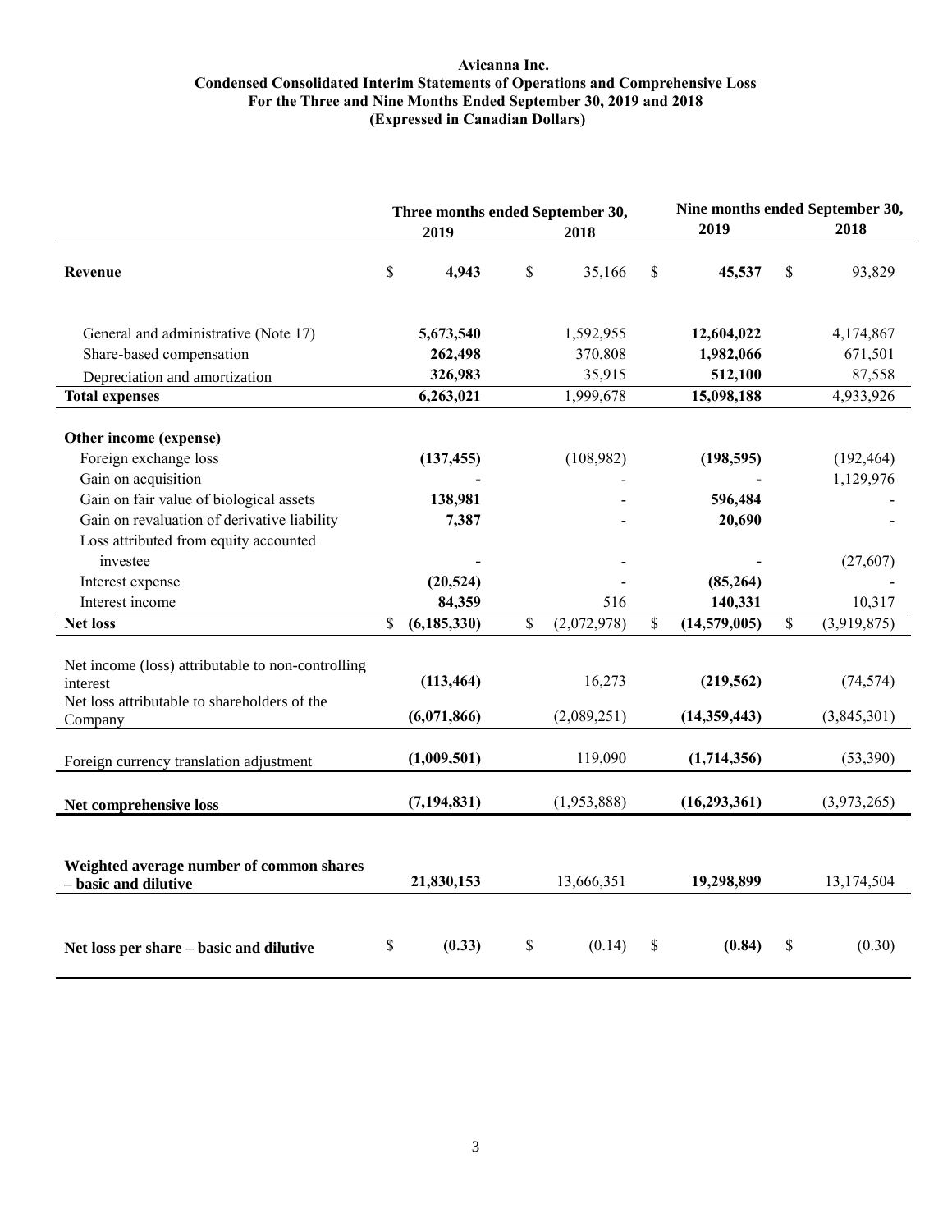# Avicanna Inc.
## Condensed Consolidated Interim Statements of Operations and Comprehensive Loss
### For the Three and Nine Months Ended September 30, 2019 and 2018
### (Expressed in Canadian Dollars)

| | Three months ended September 30, | | Nine months ended September 30, | |
|---|---|---|---|---|
| | **2019** | **2018** | **2019** | **2018** |
| **Revenue** | $ **4,943** | $ 35,166 | $ **45,537** | $ 93,829 |
| General and administrative (Note 17) | **5,673,540** | 1,592,955 | **12,604,022** | 4,174,867 |
| Share-based compensation | **262,498** | 370,808 | **1,982,066** | 671,501 |
| Depreciation and amortization | **326,983** | 35,915 | **512,100** | 87,558 |
| **Total expenses** | **6,263,021** | 1,999,678 | **15,098,188** | 4,933,926 |
| **Other income (expense)** | | | | |
| Foreign exchange loss | **(137,455)** | (108,982) | **(198,595)** | (192,464) |
| Gain on acquisition | **-** | - | **-** | 1,129,976 |
| Gain on fair value of biological assets | **138,981** | - | **596,484** | - |
| Gain on revaluation of derivative liability | **7,387** | - | **20,690** | - |
| Loss attributed from equity accounted investee | **-** | - | **-** | (27,607) |
| Interest expense | **(20,524)** | - | **(85,264)** | - |
| Interest income | **84,359** | 516 | **140,331** | 10,317 |
| **Net loss** | $ **(6,185,330)** | $ (2,072,978) | $ **(14,579,005)** | $ (3,919,875) |
| Net income (loss) attributable to non-controlling interest | **(113,464)** | 16,273 | **(219,562)** | (74,574) |
| Net loss attributable to shareholders of the Company | **(6,071,866)** | (2,089,251) | **(14,359,443)** | (3,845,301) |
| Foreign currency translation adjustment | **(1,009,501)** | 119,090 | **(1,714,356)** | (53,390) |
| **Net comprehensive loss** | **(7,194,831)** | (1,953,888) | **(16,293,361)** | (3,973,265) |
| **Weighted average number of common shares – basic and dilutive** | **21,830,153** | 13,666,351 | **19,298,899** | 13,174,504 |
| **Net loss per share – basic and dilutive** | $ **(0.33)** | $ (0.14) | $ **(0.84)** | $ (0.30) |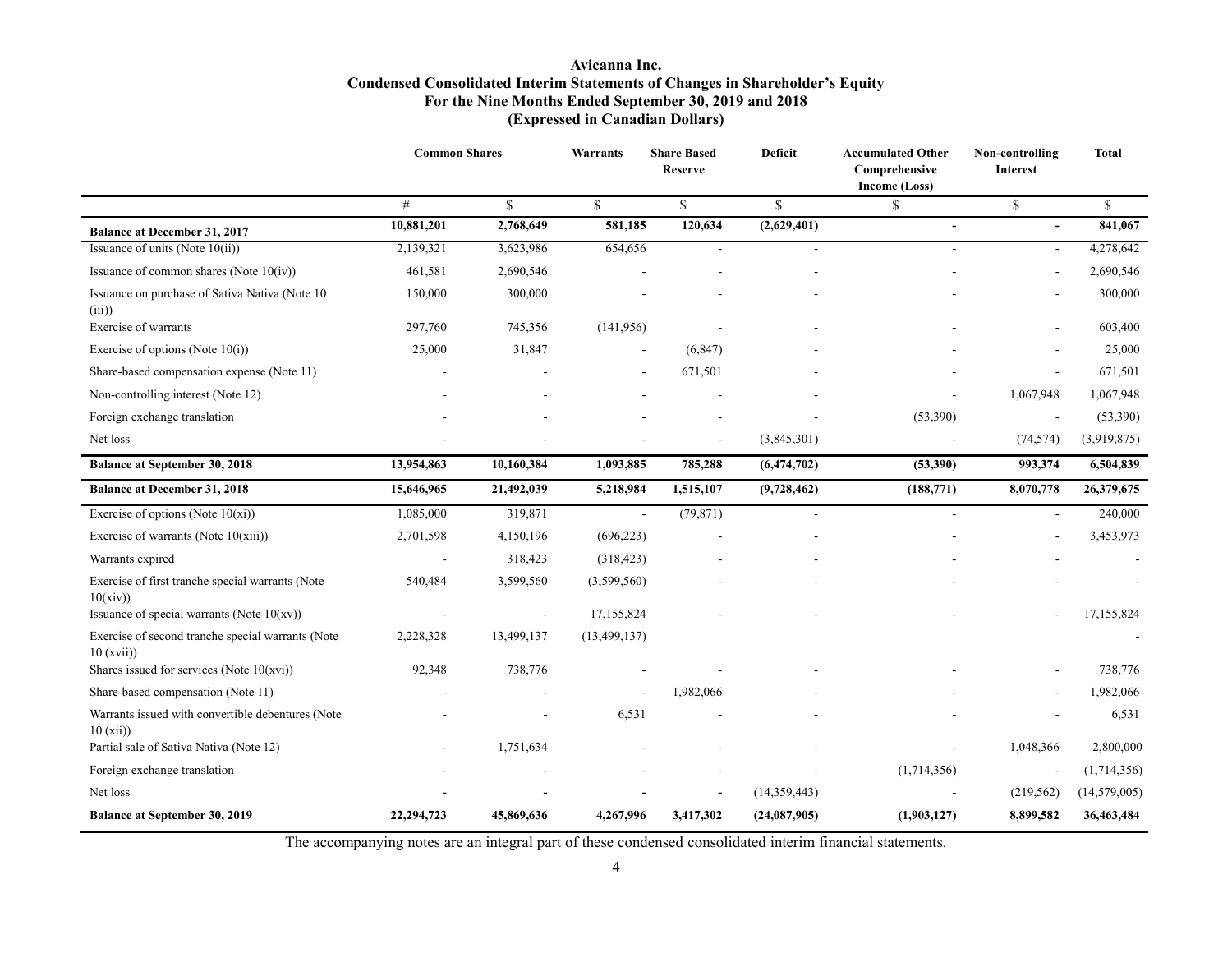**Avicanna Inc.**
**Condensed Consolidated Interim Statements of Changes in Shareholder's Equity**
**For the Nine Months Ended September 30, 2019 and 2018**
**(Expressed in Canadian Dollars)**

| | Common Shares | | Warrants | Share Based Reserve | Deficit | Accumulated Other Comprehensive Income (Loss) | Non-controlling Interest | Total |
|---|---|---|---|---|---|---|---|---|
| | # | $ | $ | $ | $ | $ | $ | $ |
| **Balance at December 31, 2017** | **10,881,201** | **2,768,649** | **581,185** | **120,634** | **(2,629,401)** | **-** | **-** | **841,067** |
| Issuance of units (Note 10(ii)) | 2,139,321 | 3,623,986 | 654,656 | - | - | - | - | 4,278,642 |
| Issuance of common shares (Note 10(iv)) | 461,581 | 2,690,546 | - | - | - | - | - | 2,690,546 |
| Issuance on purchase of Sativa Nativa (Note 10 (iii)) | 150,000 | 300,000 | - | - | - | - | - | 300,000 |
| Exercise of warrants | 297,760 | 745,356 | (141,956) | - | - | - | - | 603,400 |
| Exercise of options (Note 10(i)) | 25,000 | 31,847 | - | (6,847) | - | - | - | 25,000 |
| Share-based compensation expense (Note 11) | - | - | - | 671,501 | - | - | - | 671,501 |
| Non-controlling interest (Note 12) | - | - | - | - | - | - | 1,067,948 | 1,067,948 |
| Foreign exchange translation | - | - | - | - | - | (53,390) | - | (53,390) |
| Net loss | - | - | - | - | (3,845,301) | - | (74,574) | (3,919,875) |
| **Balance at September 30, 2018** | **13,954,863** | **10,160,384** | **1,093,885** | **785,288** | **(6,474,702)** | **(53,390)** | **993,374** | **6,504,839** |
| **Balance at December 31, 2018** | **15,646,965** | **21,492,039** | **5,218,984** | **1,515,107** | **(9,728,462)** | **(188,771)** | **8,070,778** | **26,379,675** |
| Exercise of options (Note 10(xi)) | 1,085,000 | 319,871 | - | (79,871) | - | - | - | 240,000 |
| Exercise of warrants (Note 10(xiii)) | 2,701,598 | 4,150,196 | (696,223) | - | - | - | - | 3,453,973 |
| Warrants expired | - | 318,423 | (318,423) | - | - | - | - | - |
| Exercise of first tranche special warrants (Note 10(xiv)) | 540,484 | 3,599,560 | (3,599,560) | - | - | - | - | - |
| Issuance of special warrants (Note 10(xv)) | - | - | 17,155,824 | - | - | - | - | 17,155,824 |
| Exercise of second tranche special warrants (Note 10 (xvii)) | 2,228,328 | 13,499,137 | (13,499,137) | | | | | - |
| Shares issued for services (Note 10(xvi)) | 92,348 | 738,776 | - | - | - | - | - | 738,776 |
| Share-based compensation (Note 11) | - | - | - | 1,982,066 | - | - | - | 1,982,066 |
| Warrants issued with convertible debentures (Note 10 (xii)) | - | - | 6,531 | - | - | - | - | 6,531 |
| Partial sale of Sativa Nativa (Note 12) | - | 1,751,634 | - | - | - | - | 1,048,366 | 2,800,000 |
| Foreign exchange translation | - | - | - | - | - | (1,714,356) | - | (1,714,356) |
| Net loss | **-** | **-** | **-** | **-** | (14,359,443) | - | (219,562) | (14,579,005) |
| **Balance at September 30, 2019** | **22,294,723** | **45,869,636** | **4,267,996** | **3,417,302** | **(24,087,905)** | **(1,903,127)** | **8,899,582** | **36,463,484** |

The accompanying notes are an integral part of these condensed consolidated interim financial statements.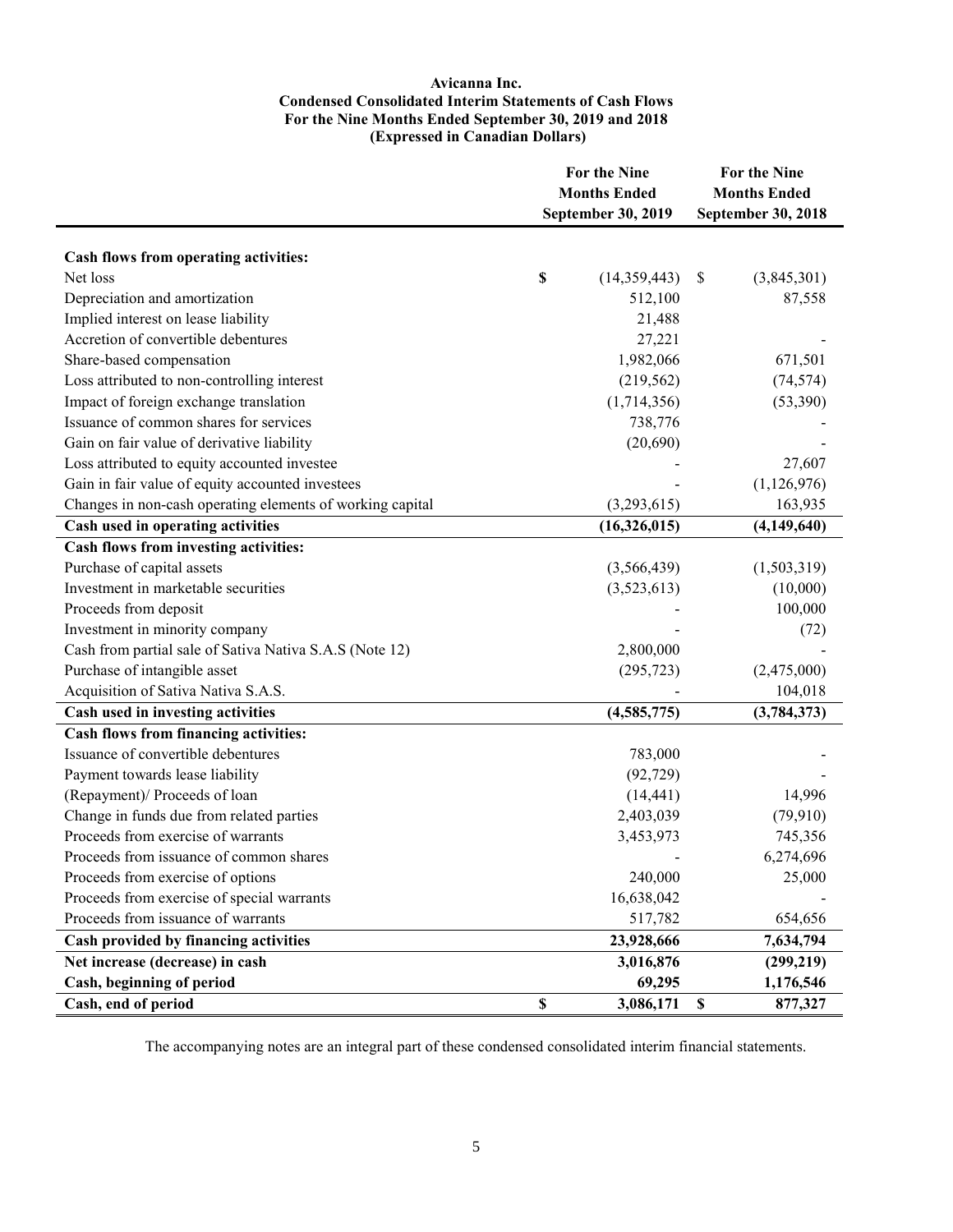**Avicanna Inc.**
**Condensed Consolidated Interim Statements of Cash Flows**
**For the Nine Months Ended September 30, 2019 and 2018**
**(Expressed in Canadian Dollars)**

| | For the Nine Months Ended September 30, 2019 | For the Nine Months Ended September 30, 2018 |
|---|---|---|
| **Cash flows from operating activities:** | | |
| Net loss | $ (14,359,443) | $ (3,845,301) |
| Depreciation and amortization | 512,100 | 87,558 |
| Implied interest on lease liability | 21,488 | |
| Accretion of convertible debentures | 27,221 | - |
| Share-based compensation | 1,982,066 | 671,501 |
| Loss attributed to non-controlling interest | (219,562) | (74,574) |
| Impact of foreign exchange translation | (1,714,356) | (53,390) |
| Issuance of common shares for services | 738,776 | - |
| Gain on fair value of derivative liability | (20,690) | - |
| Loss attributed to equity accounted investee | - | 27,607 |
| Gain in fair value of equity accounted investees | - | (1,126,976) |
| Changes in non-cash operating elements of working capital | (3,293,615) | 163,935 |
| **Cash used in operating activities** | **(16,326,015)** | **(4,149,640)** |
| **Cash flows from investing activities:** | | |
| Purchase of capital assets | (3,566,439) | (1,503,319) |
| Investment in marketable securities | (3,523,613) | (10,000) |
| Proceeds from deposit | - | 100,000 |
| Investment in minority company | - | (72) |
| Cash from partial sale of Sativa Nativa S.A.S (Note 12) | 2,800,000 | - |
| Purchase of intangible asset | (295,723) | (2,475,000) |
| Acquisition of Sativa Nativa S.A.S. | - | 104,018 |
| **Cash used in investing activities** | **(4,585,775)** | **(3,784,373)** |
| **Cash flows from financing activities:** | | |
| Issuance of convertible debentures | 783,000 | - |
| Payment towards lease liability | (92,729) | - |
| (Repayment)/ Proceeds of loan | (14,441) | 14,996 |
| Change in funds due from related parties | 2,403,039 | (79,910) |
| Proceeds from exercise of warrants | 3,453,973 | 745,356 |
| Proceeds from issuance of common shares | - | 6,274,696 |
| Proceeds from exercise of options | 240,000 | 25,000 |
| Proceeds from exercise of special warrants | 16,638,042 | - |
| Proceeds from issuance of warrants | 517,782 | 654,656 |
| **Cash provided by financing activities** | **23,928,666** | **7,634,794** |
| **Net increase (decrease) in cash** | **3,016,876** | **(299,219)** |
| **Cash, beginning of period** | **69,295** | **1,176,546** |
| **Cash, end of period** | **$ 3,086,171** | **$ 877,327** |

The accompanying notes are an integral part of these condensed consolidated interim financial statements.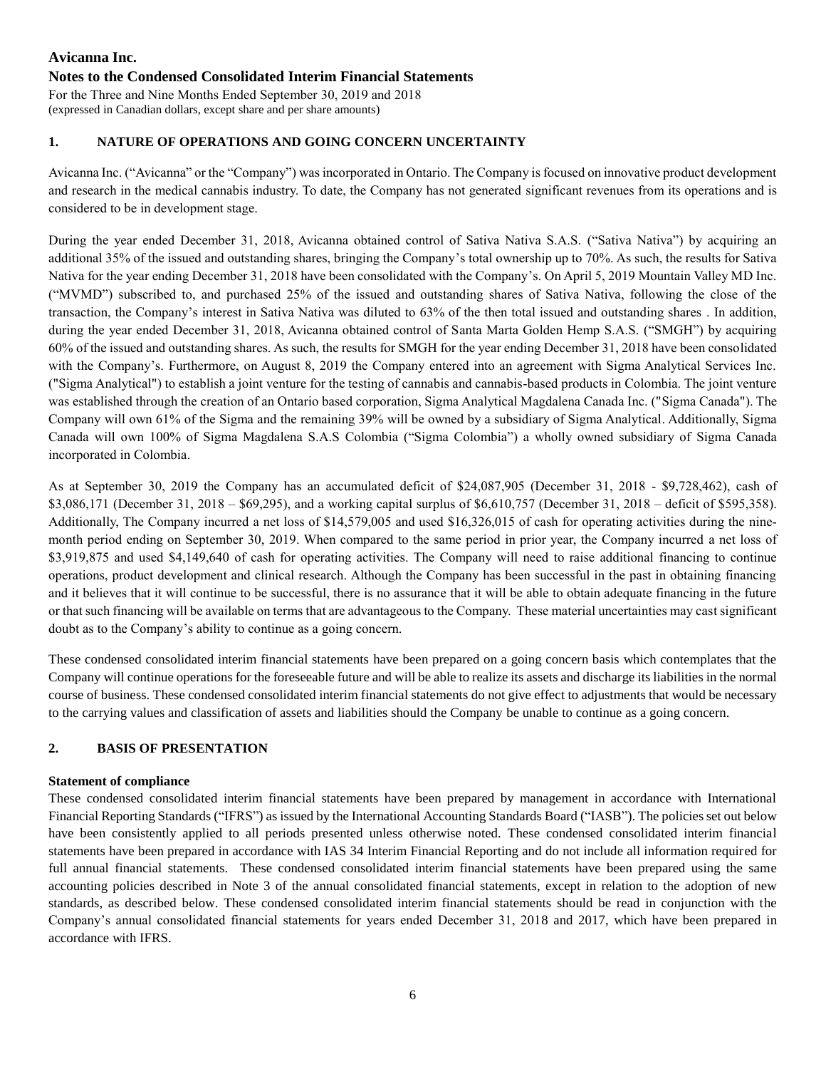# Avicanna Inc.

## Notes to the Condensed Consolidated Interim Financial Statements

For the Three and Nine Months Ended September 30, 2019 and 2018
(expressed in Canadian dollars, except share and per share amounts)

### 1. NATURE OF OPERATIONS AND GOING CONCERN UNCERTAINTY

Avicanna Inc. ("Avicanna" or the "Company") was incorporated in Ontario. The Company is focused on innovative product development and research in the medical cannabis industry. To date, the Company has not generated significant revenues from its operations and is considered to be in development stage.

During the year ended December 31, 2018, Avicanna obtained control of Sativa Nativa S.A.S. ("Sativa Nativa") by acquiring an additional 35% of the issued and outstanding shares, bringing the Company's total ownership up to 70%. As such, the results for Sativa Nativa for the year ending December 31, 2018 have been consolidated with the Company's. On April 5, 2019 Mountain Valley MD Inc. ("MVMD") subscribed to, and purchased 25% of the issued and outstanding shares of Sativa Nativa, following the close of the transaction, the Company's interest in Sativa Nativa was diluted to 63% of the then total issued and outstanding shares . In addition, during the year ended December 31, 2018, Avicanna obtained control of Santa Marta Golden Hemp S.A.S. ("SMGH") by acquiring 60% of the issued and outstanding shares. As such, the results for SMGH for the year ending December 31, 2018 have been consolidated with the Company's. Furthermore, on August 8, 2019 the Company entered into an agreement with Sigma Analytical Services Inc. ("Sigma Analytical") to establish a joint venture for the testing of cannabis and cannabis-based products in Colombia. The joint venture was established through the creation of an Ontario based corporation, Sigma Analytical Magdalena Canada Inc. ("Sigma Canada"). The Company will own 61% of the Sigma and the remaining 39% will be owned by a subsidiary of Sigma Analytical. Additionally, Sigma Canada will own 100% of Sigma Magdalena S.A.S Colombia ("Sigma Colombia") a wholly owned subsidiary of Sigma Canada incorporated in Colombia.

As at September 30, 2019 the Company has an accumulated deficit of $24,087,905 (December 31, 2018 - $9,728,462), cash of $3,086,171 (December 31, 2018 – $69,295), and a working capital surplus of $6,610,757 (December 31, 2018 – deficit of $595,358). Additionally, The Company incurred a net loss of $14,579,005 and used $16,326,015 of cash for operating activities during the nine-month period ending on September 30, 2019. When compared to the same period in prior year, the Company incurred a net loss of $3,919,875 and used $4,149,640 of cash for operating activities. The Company will need to raise additional financing to continue operations, product development and clinical research. Although the Company has been successful in the past in obtaining financing and it believes that it will continue to be successful, there is no assurance that it will be able to obtain adequate financing in the future or that such financing will be available on terms that are advantageous to the Company. These material uncertainties may cast significant doubt as to the Company's ability to continue as a going concern.

These condensed consolidated interim financial statements have been prepared on a going concern basis which contemplates that the Company will continue operations for the foreseeable future and will be able to realize its assets and discharge its liabilities in the normal course of business. These condensed consolidated interim financial statements do not give effect to adjustments that would be necessary to the carrying values and classification of assets and liabilities should the Company be unable to continue as a going concern.

### 2. BASIS OF PRESENTATION

**Statement of compliance**

These condensed consolidated interim financial statements have been prepared by management in accordance with International Financial Reporting Standards ("IFRS") as issued by the International Accounting Standards Board ("IASB"). The policies set out below have been consistently applied to all periods presented unless otherwise noted. These condensed consolidated interim financial statements have been prepared in accordance with IAS 34 Interim Financial Reporting and do not include all information required for full annual financial statements. These condensed consolidated interim financial statements have been prepared using the same accounting policies described in Note 3 of the annual consolidated financial statements, except in relation to the adoption of new standards, as described below. These condensed consolidated interim financial statements should be read in conjunction with the Company's annual consolidated financial statements for years ended December 31, 2018 and 2017, which have been prepared in accordance with IFRS.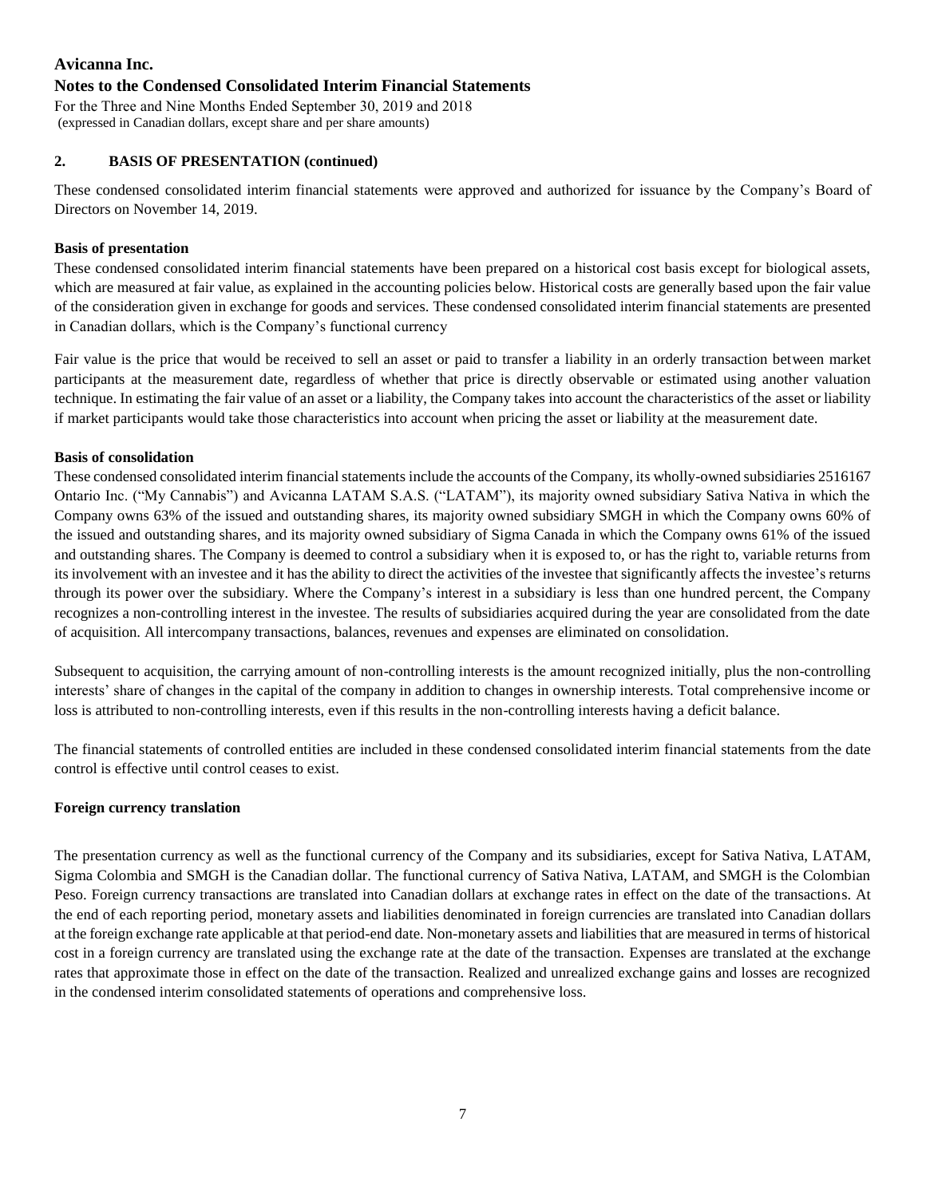## 2. BASIS OF PRESENTATION (continued)

These condensed consolidated interim financial statements were approved and authorized for issuance by the Company's Board of Directors on November 14, 2019.

**Basis of presentation**

These condensed consolidated interim financial statements have been prepared on a historical cost basis except for biological assets, which are measured at fair value, as explained in the accounting policies below. Historical costs are generally based upon the fair value of the consideration given in exchange for goods and services. These condensed consolidated interim financial statements are presented in Canadian dollars, which is the Company's functional currency

Fair value is the price that would be received to sell an asset or paid to transfer a liability in an orderly transaction between market participants at the measurement date, regardless of whether that price is directly observable or estimated using another valuation technique. In estimating the fair value of an asset or a liability, the Company takes into account the characteristics of the asset or liability if market participants would take those characteristics into account when pricing the asset or liability at the measurement date.

**Basis of consolidation**

These condensed consolidated interim financial statements include the accounts of the Company, its wholly-owned subsidiaries 2516167 Ontario Inc. ("My Cannabis") and Avicanna LATAM S.A.S. ("LATAM"), its majority owned subsidiary Sativa Nativa in which the Company owns 63% of the issued and outstanding shares, its majority owned subsidiary SMGH in which the Company owns 60% of the issued and outstanding shares, and its majority owned subsidiary of Sigma Canada in which the Company owns 61% of the issued and outstanding shares. The Company is deemed to control a subsidiary when it is exposed to, or has the right to, variable returns from its involvement with an investee and it has the ability to direct the activities of the investee that significantly affects the investee's returns through its power over the subsidiary. Where the Company's interest in a subsidiary is less than one hundred percent, the Company recognizes a non-controlling interest in the investee. The results of subsidiaries acquired during the year are consolidated from the date of acquisition. All intercompany transactions, balances, revenues and expenses are eliminated on consolidation.

Subsequent to acquisition, the carrying amount of non-controlling interests is the amount recognized initially, plus the non-controlling interests' share of changes in the capital of the company in addition to changes in ownership interests. Total comprehensive income or loss is attributed to non-controlling interests, even if this results in the non-controlling interests having a deficit balance.

The financial statements of controlled entities are included in these condensed consolidated interim financial statements from the date control is effective until control ceases to exist.

**Foreign currency translation**

The presentation currency as well as the functional currency of the Company and its subsidiaries, except for Sativa Nativa, LATAM, Sigma Colombia and SMGH is the Canadian dollar. The functional currency of Sativa Nativa, LATAM, and SMGH is the Colombian Peso. Foreign currency transactions are translated into Canadian dollars at exchange rates in effect on the date of the transactions. At the end of each reporting period, monetary assets and liabilities denominated in foreign currencies are translated into Canadian dollars at the foreign exchange rate applicable at that period-end date. Non-monetary assets and liabilities that are measured in terms of historical cost in a foreign currency are translated using the exchange rate at the date of the transaction. Expenses are translated at the exchange rates that approximate those in effect on the date of the transaction. Realized and unrealized exchange gains and losses are recognized in the condensed interim consolidated statements of operations and comprehensive loss.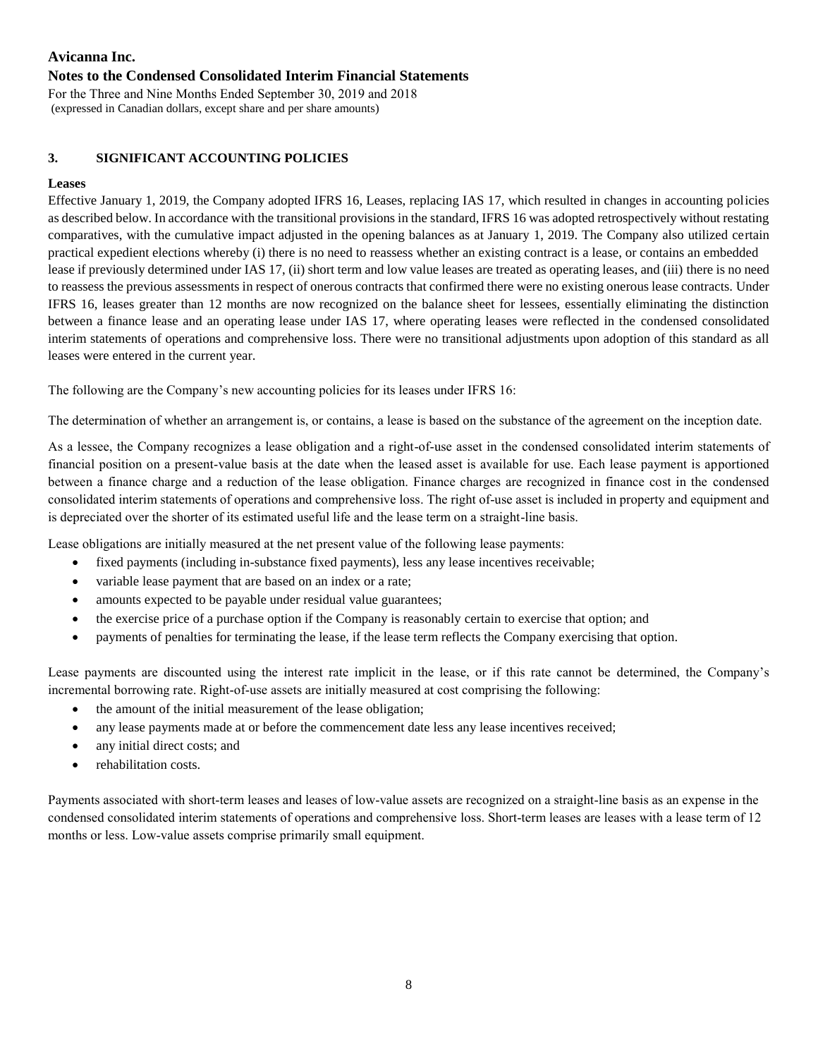## 3. SIGNIFICANT ACCOUNTING POLICIES

### Leases

Effective January 1, 2019, the Company adopted IFRS 16, Leases, replacing IAS 17, which resulted in changes in accounting policies as described below. In accordance with the transitional provisions in the standard, IFRS 16 was adopted retrospectively without restating comparatives, with the cumulative impact adjusted in the opening balances as at January 1, 2019. The Company also utilized certain practical expedient elections whereby (i) there is no need to reassess whether an existing contract is a lease, or contains an embedded lease if previously determined under IAS 17, (ii) short term and low value leases are treated as operating leases, and (iii) there is no need to reassess the previous assessments in respect of onerous contracts that confirmed there were no existing onerous lease contracts. Under IFRS 16, leases greater than 12 months are now recognized on the balance sheet for lessees, essentially eliminating the distinction between a finance lease and an operating lease under IAS 17, where operating leases were reflected in the condensed consolidated interim statements of operations and comprehensive loss. There were no transitional adjustments upon adoption of this standard as all leases were entered in the current year.

The following are the Company's new accounting policies for its leases under IFRS 16:

The determination of whether an arrangement is, or contains, a lease is based on the substance of the agreement on the inception date.

As a lessee, the Company recognizes a lease obligation and a right-of-use asset in the condensed consolidated interim statements of financial position on a present-value basis at the date when the leased asset is available for use. Each lease payment is apportioned between a finance charge and a reduction of the lease obligation. Finance charges are recognized in finance cost in the condensed consolidated interim statements of operations and comprehensive loss. The right of-use asset is included in property and equipment and is depreciated over the shorter of its estimated useful life and the lease term on a straight-line basis.

Lease obligations are initially measured at the net present value of the following lease payments:

- fixed payments (including in-substance fixed payments), less any lease incentives receivable;
- variable lease payment that are based on an index or a rate;
- amounts expected to be payable under residual value guarantees;
- the exercise price of a purchase option if the Company is reasonably certain to exercise that option; and
- payments of penalties for terminating the lease, if the lease term reflects the Company exercising that option.

Lease payments are discounted using the interest rate implicit in the lease, or if this rate cannot be determined, the Company's incremental borrowing rate. Right-of-use assets are initially measured at cost comprising the following:

- the amount of the initial measurement of the lease obligation;
- any lease payments made at or before the commencement date less any lease incentives received;
- any initial direct costs; and
- rehabilitation costs.

Payments associated with short-term leases and leases of low-value assets are recognized on a straight-line basis as an expense in the condensed consolidated interim statements of operations and comprehensive loss. Short-term leases are leases with a lease term of 12 months or less. Low-value assets comprise primarily small equipment.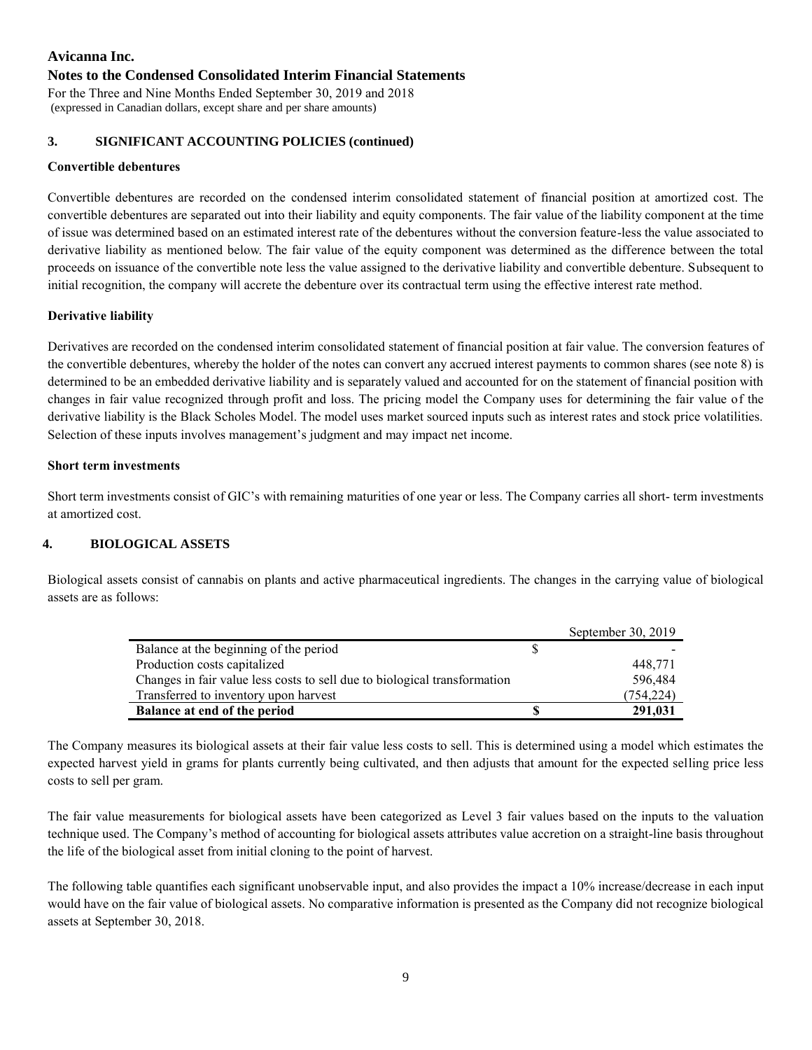# Avicanna Inc.

## Notes to the Condensed Consolidated Interim Financial Statements

For the Three and Nine Months Ended September 30, 2019 and 2018
(expressed in Canadian dollars, except share and per share amounts)

### 3. SIGNIFICANT ACCOUNTING POLICIES (continued)

**Convertible debentures**

Convertible debentures are recorded on the condensed interim consolidated statement of financial position at amortized cost. The convertible debentures are separated out into their liability and equity components. The fair value of the liability component at the time of issue was determined based on an estimated interest rate of the debentures without the conversion feature-less the value associated to derivative liability as mentioned below. The fair value of the equity component was determined as the difference between the total proceeds on issuance of the convertible note less the value assigned to the derivative liability and convertible debenture. Subsequent to initial recognition, the company will accrete the debenture over its contractual term using the effective interest rate method.

**Derivative liability**

Derivatives are recorded on the condensed interim consolidated statement of financial position at fair value. The conversion features of the convertible debentures, whereby the holder of the notes can convert any accrued interest payments to common shares (see note 8) is determined to be an embedded derivative liability and is separately valued and accounted for on the statement of financial position with changes in fair value recognized through profit and loss. The pricing model the Company uses for determining the fair value of the derivative liability is the Black Scholes Model. The model uses market sourced inputs such as interest rates and stock price volatilities. Selection of these inputs involves management's judgment and may impact net income.

**Short term investments**

Short term investments consist of GIC's with remaining maturities of one year or less. The Company carries all short- term investments at amortized cost.

### 4. BIOLOGICAL ASSETS

Biological assets consist of cannabis on plants and active pharmaceutical ingredients. The changes in the carrying value of biological assets are as follows:

| | | September 30, 2019 |
|---|---|---|
| Balance at the beginning of the period | $ | - |
| Production costs capitalized | | 448,771 |
| Changes in fair value less costs to sell due to biological transformation | | 596,484 |
| Transferred to inventory upon harvest | | (754,224) |
| **Balance at end of the period** | **$** | **291,031** |

The Company measures its biological assets at their fair value less costs to sell. This is determined using a model which estimates the expected harvest yield in grams for plants currently being cultivated, and then adjusts that amount for the expected selling price less costs to sell per gram.

The fair value measurements for biological assets have been categorized as Level 3 fair values based on the inputs to the valuation technique used. The Company's method of accounting for biological assets attributes value accretion on a straight-line basis throughout the life of the biological asset from initial cloning to the point of harvest.

The following table quantifies each significant unobservable input, and also provides the impact a 10% increase/decrease in each input would have on the fair value of biological assets. No comparative information is presented as the Company did not recognize biological assets at September 30, 2018.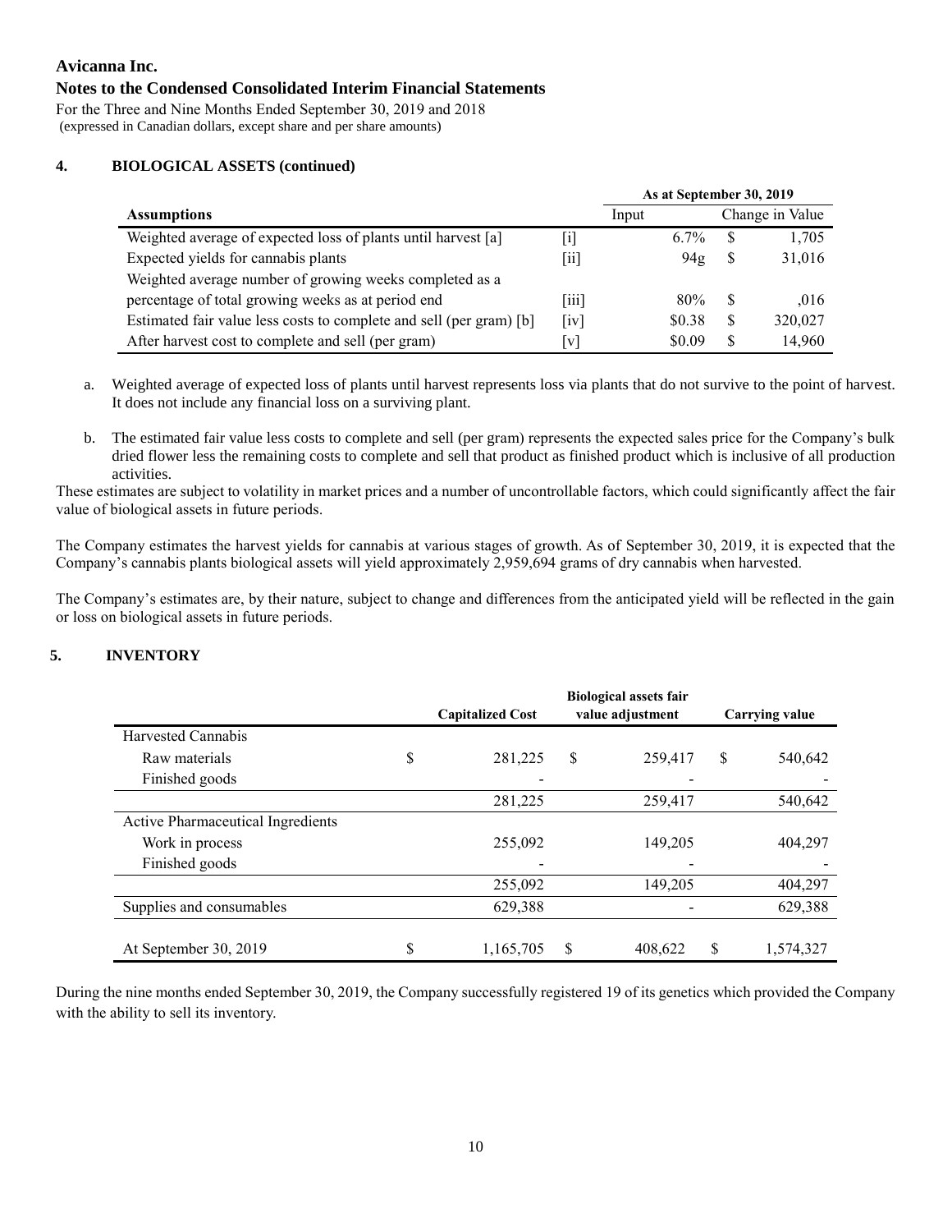**Avicanna Inc.**
**Notes to the Condensed Consolidated Interim Financial Statements**
For the Three and Nine Months Ended September 30, 2019 and 2018
(expressed in Canadian dollars, except share and per share amounts)

## 4. BIOLOGICAL ASSETS (continued)

| | | As at September 30, 2019 | |
|---|---|---|---|
| **Assumptions** | | Input | Change in Value |
| Weighted average of expected loss of plants until harvest [a] | [i] | 6.7% | $ 1,705 |
| Expected yields for cannabis plants | [ii] | 94g | $ 31,016 |
| Weighted average number of growing weeks completed as a percentage of total growing weeks as at period end | [iii] | 80% | $ ,016 |
| Estimated fair value less costs to complete and sell (per gram) [b] | [iv] | $0.38 | $ 320,027 |
| After harvest cost to complete and sell (per gram) | [v] | $0.09 | $ 14,960 |

a. Weighted average of expected loss of plants until harvest represents loss via plants that do not survive to the point of harvest. It does not include any financial loss on a surviving plant.

b. The estimated fair value less costs to complete and sell (per gram) represents the expected sales price for the Company's bulk dried flower less the remaining costs to complete and sell that product as finished product which is inclusive of all production activities.

These estimates are subject to volatility in market prices and a number of uncontrollable factors, which could significantly affect the fair value of biological assets in future periods.

The Company estimates the harvest yields for cannabis at various stages of growth. As of September 30, 2019, it is expected that the Company's cannabis plants biological assets will yield approximately 2,959,694 grams of dry cannabis when harvested.

The Company's estimates are, by their nature, subject to change and differences from the anticipated yield will be reflected in the gain or loss on biological assets in future periods.

## 5. INVENTORY

| | Capitalized Cost | Biological assets fair value adjustment | Carrying value |
|---|---|---|---|
| Harvested Cannabis | | | |
| Raw materials | $ 281,225 | $ 259,417 | $ 540,642 |
| Finished goods | - | - | - |
| | 281,225 | 259,417 | 540,642 |
| Active Pharmaceutical Ingredients | | | |
| Work in process | 255,092 | 149,205 | 404,297 |
| Finished goods | - | - | - |
| | 255,092 | 149,205 | 404,297 |
| Supplies and consumables | 629,388 | - | 629,388 |
| At September 30, 2019 | $ 1,165,705 | $ 408,622 | $ 1,574,327 |

During the nine months ended September 30, 2019, the Company successfully registered 19 of its genetics which provided the Company with the ability to sell its inventory.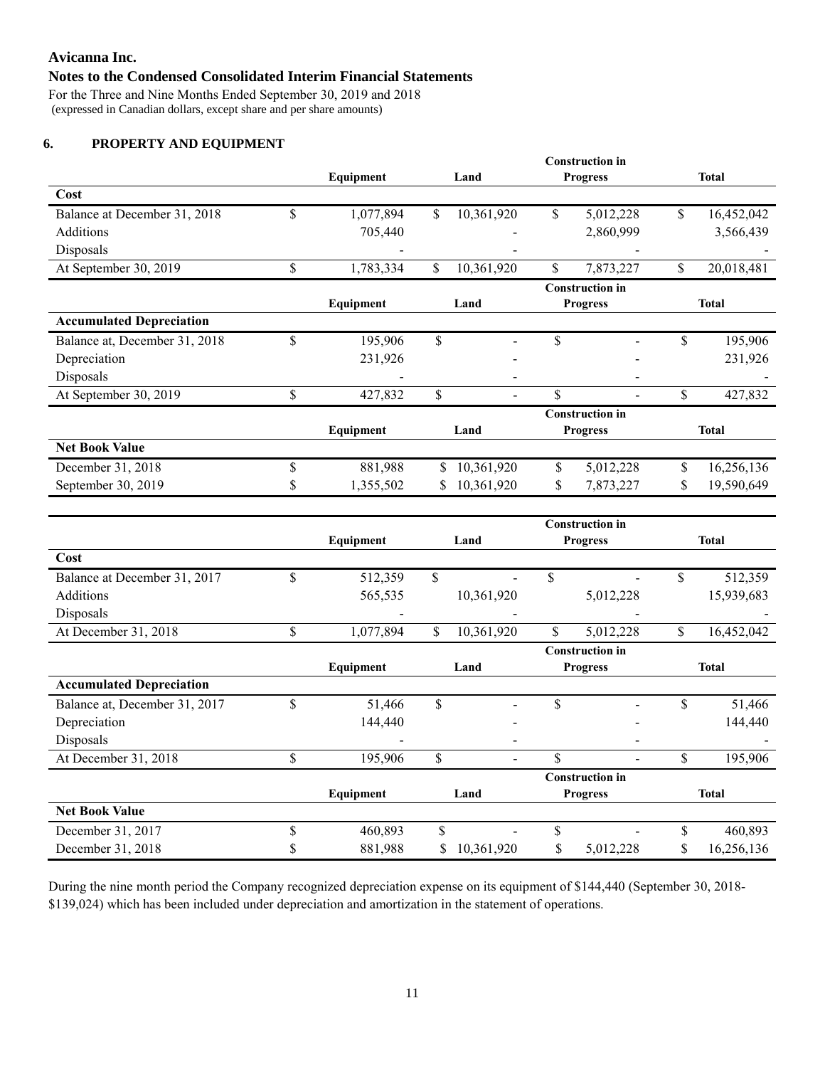# Avicanna Inc.

## Notes to the Condensed Consolidated Interim Financial Statements

For the Three and Nine Months Ended September 30, 2019 and 2018
(expressed in Canadian dollars, except share and per share amounts)

### 6. PROPERTY AND EQUIPMENT

| | Equipment | Land | Construction in Progress | Total |
|---|---|---|---|---|
| **Cost** | | | | |
| Balance at December 31, 2018 | $ 1,077,894 | $ 10,361,920 | $ 5,012,228 | $ 16,452,042 |
| Additions | 705,440 | - | 2,860,999 | 3,566,439 |
| Disposals | - | - | - | - |
| At September 30, 2019 | $ 1,783,334 | $ 10,361,920 | $ 7,873,227 | $ 20,018,481 |
| **Accumulated Depreciation** | | | | |
| Balance at, December 31, 2018 | $ 195,906 | $ - | $ - | $ 195,906 |
| Depreciation | 231,926 | - | - | 231,926 |
| Disposals | - | - | - | - |
| At September 30, 2019 | $ 427,832 | $ - | $ - | $ 427,832 |
| **Net Book Value** | | | | |
| December 31, 2018 | $ 881,988 | $ 10,361,920 | $ 5,012,228 | $ 16,256,136 |
| September 30, 2019 | $ 1,355,502 | $ 10,361,920 | $ 7,873,227 | $ 19,590,649 |

| | Equipment | Land | Construction in Progress | Total |
|---|---|---|---|---|
| **Cost** | | | | |
| Balance at December 31, 2017 | $ 512,359 | $ - | $ - | $ 512,359 |
| Additions | 565,535 | 10,361,920 | 5,012,228 | 15,939,683 |
| Disposals | - | - | - | - |
| At December 31, 2018 | $ 1,077,894 | $ 10,361,920 | $ 5,012,228 | $ 16,452,042 |
| **Accumulated Depreciation** | | | | |
| Balance at, December 31, 2017 | $ 51,466 | $ - | $ - | $ 51,466 |
| Depreciation | 144,440 | - | - | 144,440 |
| Disposals | - | - | - | - |
| At December 31, 2018 | $ 195,906 | $ - | $ - | $ 195,906 |
| **Net Book Value** | | | | |
| December 31, 2017 | $ 460,893 | $ - | $ - | $ 460,893 |
| December 31, 2018 | $ 881,988 | $ 10,361,920 | $ 5,012,228 | $ 16,256,136 |

During the nine month period the Company recognized depreciation expense on its equipment of $144,440 (September 30, 2018- $139,024) which has been included under depreciation and amortization in the statement of operations.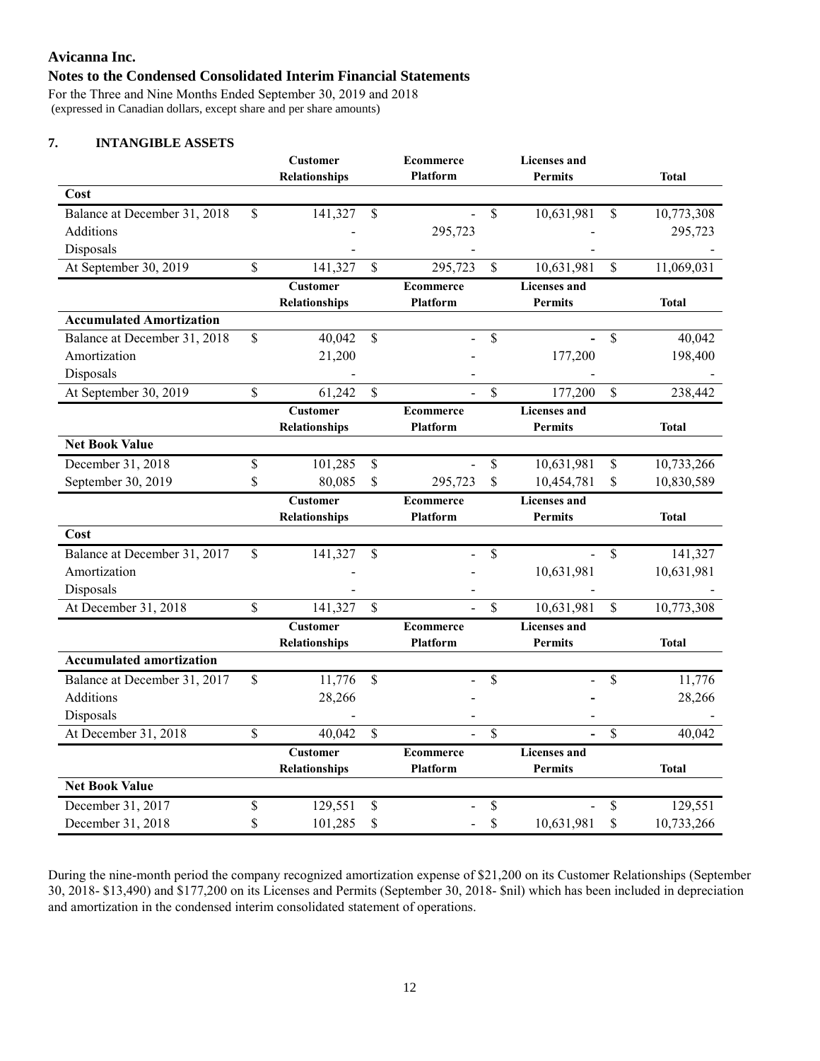# Avicanna Inc.

## Notes to the Condensed Consolidated Interim Financial Statements

For the Three and Nine Months Ended September 30, 2019 and 2018
(expressed in Canadian dollars, except share and per share amounts)

### 7. INTANGIBLE ASSETS

| | Customer Relationships | Ecommerce Platform | Licenses and Permits | Total |
|---|---|---|---|---|
| **Cost** | | | | |
| Balance at December 31, 2018 | $ 141,327 | $ - | $ 10,631,981 | $ 10,773,308 |
| Additions | - | 295,723 | - | 295,723 |
| Disposals | - | - | - | - |
| At September 30, 2019 | $ 141,327 | $ 295,723 | $ 10,631,981 | $ 11,069,031 |

| | Customer Relationships | Ecommerce Platform | Licenses and Permits | Total |
|---|---|---|---|---|
| **Accumulated Amortization** | | | | |
| Balance at December 31, 2018 | $ 40,042 | $ - | $ - | $ 40,042 |
| Amortization | 21,200 | - | 177,200 | 198,400 |
| Disposals | - | - | - | - |
| At September 30, 2019 | $ 61,242 | $ - | $ 177,200 | $ 238,442 |

| | Customer Relationships | Ecommerce Platform | Licenses and Permits | Total |
|---|---|---|---|---|
| **Net Book Value** | | | | |
| December 31, 2018 | $ 101,285 | $ - | $ 10,631,981 | $ 10,733,266 |
| September 30, 2019 | $ 80,085 | $ 295,723 | $ 10,454,781 | $ 10,830,589 |

| | Customer Relationships | Ecommerce Platform | Licenses and Permits | Total |
|---|---|---|---|---|
| **Cost** | | | | |
| Balance at December 31, 2017 | $ 141,327 | $ - | $ - | $ 141,327 |
| Amortization | - | - | 10,631,981 | 10,631,981 |
| Disposals | - | - | - | - |
| At December 31, 2018 | $ 141,327 | $ - | $ 10,631,981 | $ 10,773,308 |

| | Customer Relationships | Ecommerce Platform | Licenses and Permits | Total |
|---|---|---|---|---|
| **Accumulated amortization** | | | | |
| Balance at December 31, 2017 | $ 11,776 | $ - | $ - | $ 11,776 |
| Additions | 28,266 | - | - | 28,266 |
| Disposals | - | - | - | - |
| At December 31, 2018 | $ 40,042 | $ - | $ - | $ 40,042 |

| | Customer Relationships | Ecommerce Platform | Licenses and Permits | Total |
|---|---|---|---|---|
| **Net Book Value** | | | | |
| December 31, 2017 | $ 129,551 | $ - | $ - | $ 129,551 |
| December 31, 2018 | $ 101,285 | $ - | $ 10,631,981 | $ 10,733,266 |

During the nine-month period the company recognized amortization expense of $21,200 on its Customer Relationships (September 30, 2018- $13,490) and $177,200 on its Licenses and Permits (September 30, 2018- $nil) which has been included in depreciation and amortization in the condensed interim consolidated statement of operations.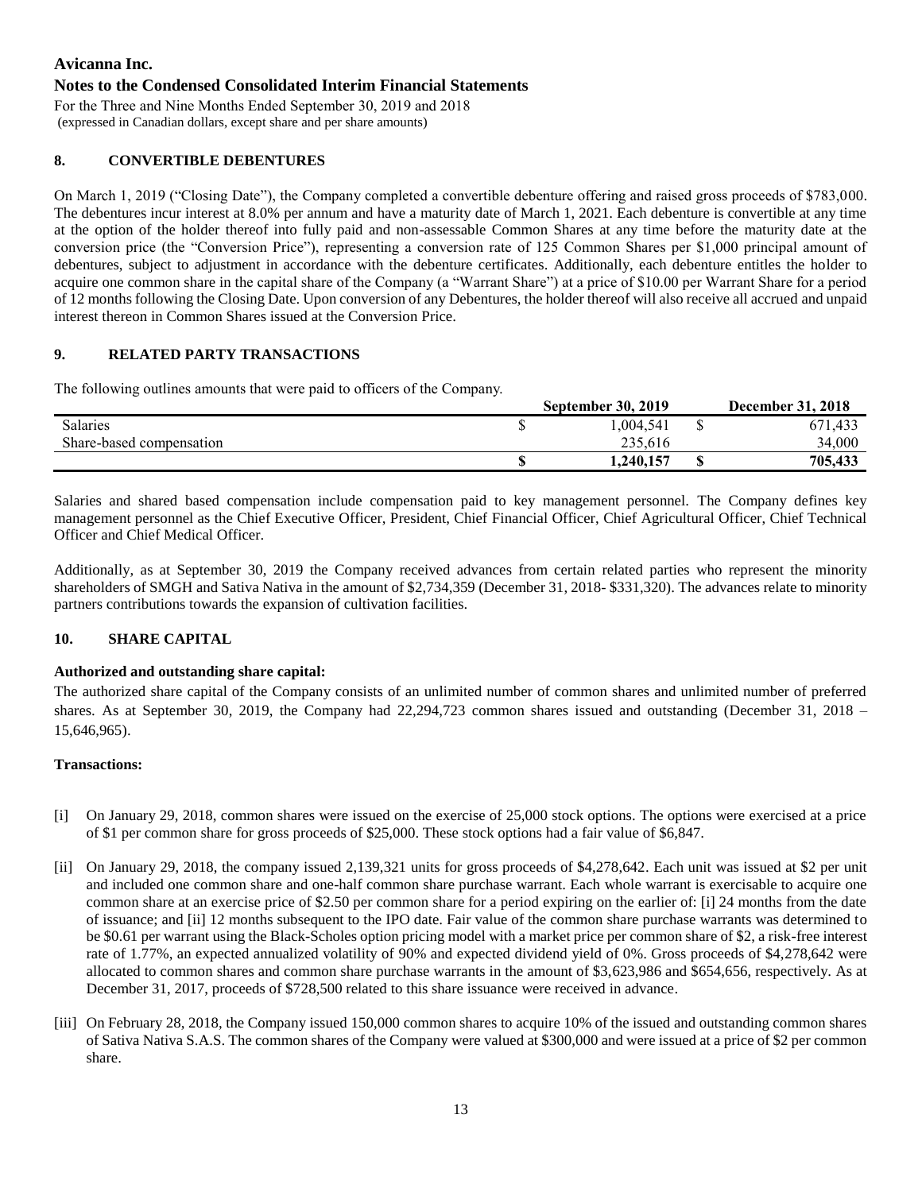# Avicanna Inc.

## Notes to the Condensed Consolidated Interim Financial Statements

For the Three and Nine Months Ended September 30, 2019 and 2018
(expressed in Canadian dollars, except share and per share amounts)

### 8. CONVERTIBLE DEBENTURES

On March 1, 2019 ("Closing Date"), the Company completed a convertible debenture offering and raised gross proceeds of $783,000. The debentures incur interest at 8.0% per annum and have a maturity date of March 1, 2021. Each debenture is convertible at any time at the option of the holder thereof into fully paid and non-assessable Common Shares at any time before the maturity date at the conversion price (the "Conversion Price"), representing a conversion rate of 125 Common Shares per $1,000 principal amount of debentures, subject to adjustment in accordance with the debenture certificates. Additionally, each debenture entitles the holder to acquire one common share in the capital share of the Company (a "Warrant Share") at a price of $10.00 per Warrant Share for a period of 12 months following the Closing Date. Upon conversion of any Debentures, the holder thereof will also receive all accrued and unpaid interest thereon in Common Shares issued at the Conversion Price.

### 9. RELATED PARTY TRANSACTIONS

The following outlines amounts that were paid to officers of the Company.

| | September 30, 2019 | December 31, 2018 |
|---|---|---|
| Salaries | $ 1,004,541 | $ 671,433 |
| Share-based compensation | 235,616 | 34,000 |
| | **$ 1,240,157** | **$ 705,433** |

Salaries and shared based compensation include compensation paid to key management personnel. The Company defines key management personnel as the Chief Executive Officer, President, Chief Financial Officer, Chief Agricultural Officer, Chief Technical Officer and Chief Medical Officer.

Additionally, as at September 30, 2019 the Company received advances from certain related parties who represent the minority shareholders of SMGH and Sativa Nativa in the amount of $2,734,359 (December 31, 2018- $331,320). The advances relate to minority partners contributions towards the expansion of cultivation facilities.

### 10. SHARE CAPITAL

**Authorized and outstanding share capital:**

The authorized share capital of the Company consists of an unlimited number of common shares and unlimited number of preferred shares. As at September 30, 2019, the Company had 22,294,723 common shares issued and outstanding (December 31, 2018 – 15,646,965).

**Transactions:**

[i] On January 29, 2018, common shares were issued on the exercise of 25,000 stock options. The options were exercised at a price of $1 per common share for gross proceeds of $25,000. These stock options had a fair value of $6,847.

[ii] On January 29, 2018, the company issued 2,139,321 units for gross proceeds of $4,278,642. Each unit was issued at $2 per unit and included one common share and one-half common share purchase warrant. Each whole warrant is exercisable to acquire one common share at an exercise price of $2.50 per common share for a period expiring on the earlier of: [i] 24 months from the date of issuance; and [ii] 12 months subsequent to the IPO date. Fair value of the common share purchase warrants was determined to be $0.61 per warrant using the Black-Scholes option pricing model with a market price per common share of $2, a risk-free interest rate of 1.77%, an expected annualized volatility of 90% and expected dividend yield of 0%. Gross proceeds of $4,278,642 were allocated to common shares and common share purchase warrants in the amount of $3,623,986 and $654,656, respectively. As at December 31, 2017, proceeds of $728,500 related to this share issuance were received in advance.

[iii] On February 28, 2018, the Company issued 150,000 common shares to acquire 10% of the issued and outstanding common shares of Sativa Nativa S.A.S. The common shares of the Company were valued at $300,000 and were issued at a price of $2 per common share.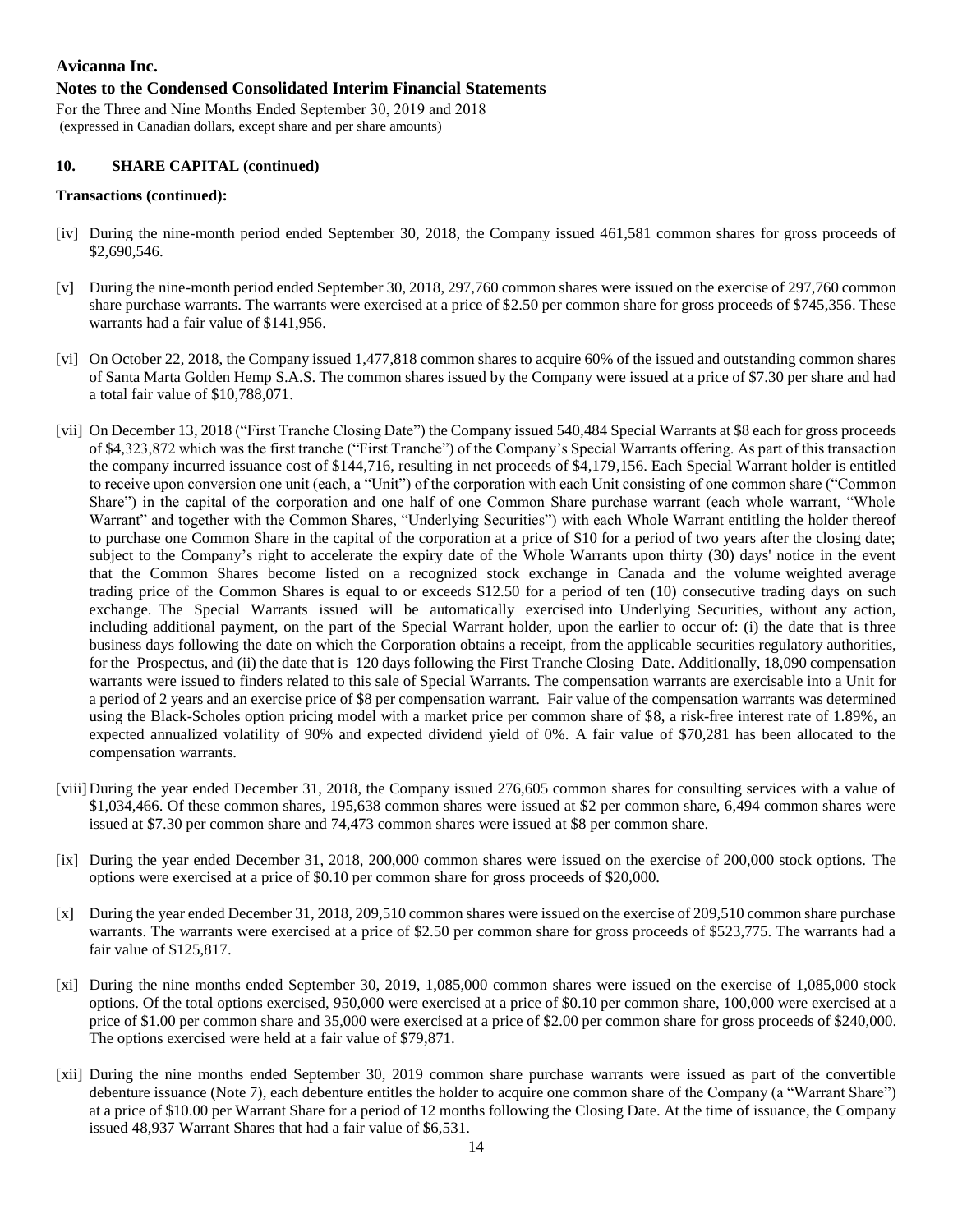## 10. SHARE CAPITAL (continued)

**Transactions (continued):**

[iv] During the nine-month period ended September 30, 2018, the Company issued 461,581 common shares for gross proceeds of $2,690,546.

[v] During the nine-month period ended September 30, 2018, 297,760 common shares were issued on the exercise of 297,760 common share purchase warrants. The warrants were exercised at a price of $2.50 per common share for gross proceeds of $745,356. These warrants had a fair value of $141,956.

[vi] On October 22, 2018, the Company issued 1,477,818 common shares to acquire 60% of the issued and outstanding common shares of Santa Marta Golden Hemp S.A.S. The common shares issued by the Company were issued at a price of $7.30 per share and had a total fair value of $10,788,071.

[vii] On December 13, 2018 ("First Tranche Closing Date") the Company issued 540,484 Special Warrants at $8 each for gross proceeds of $4,323,872 which was the first tranche ("First Tranche") of the Company's Special Warrants offering. As part of this transaction the company incurred issuance cost of $144,716, resulting in net proceeds of $4,179,156. Each Special Warrant holder is entitled to receive upon conversion one unit (each, a "Unit") of the corporation with each Unit consisting of one common share ("Common Share") in the capital of the corporation and one half of one Common Share purchase warrant (each whole warrant, "Whole Warrant" and together with the Common Shares, "Underlying Securities") with each Whole Warrant entitling the holder thereof to purchase one Common Share in the capital of the corporation at a price of $10 for a period of two years after the closing date; subject to the Company's right to accelerate the expiry date of the Whole Warrants upon thirty (30) days' notice in the event that the Common Shares become listed on a recognized stock exchange in Canada and the volume weighted average trading price of the Common Shares is equal to or exceeds $12.50 for a period of ten (10) consecutive trading days on such exchange. The Special Warrants issued will be automatically exercised into Underlying Securities, without any action, including additional payment, on the part of the Special Warrant holder, upon the earlier to occur of: (i) the date that is three business days following the date on which the Corporation obtains a receipt, from the applicable securities regulatory authorities, for the Prospectus, and (ii) the date that is 120 days following the First Tranche Closing Date. Additionally, 18,090 compensation warrants were issued to finders related to this sale of Special Warrants. The compensation warrants are exercisable into a Unit for a period of 2 years and an exercise price of $8 per compensation warrant. Fair value of the compensation warrants was determined using the Black-Scholes option pricing model with a market price per common share of $8, a risk-free interest rate of 1.89%, an expected annualized volatility of 90% and expected dividend yield of 0%. A fair value of $70,281 has been allocated to the compensation warrants.

[viii] During the year ended December 31, 2018, the Company issued 276,605 common shares for consulting services with a value of $1,034,466. Of these common shares, 195,638 common shares were issued at $2 per common share, 6,494 common shares were issued at $7.30 per common share and 74,473 common shares were issued at $8 per common share.

[ix] During the year ended December 31, 2018, 200,000 common shares were issued on the exercise of 200,000 stock options. The options were exercised at a price of $0.10 per common share for gross proceeds of $20,000.

[x] During the year ended December 31, 2018, 209,510 common shares were issued on the exercise of 209,510 common share purchase warrants. The warrants were exercised at a price of $2.50 per common share for gross proceeds of $523,775. The warrants had a fair value of $125,817.

[xi] During the nine months ended September 30, 2019, 1,085,000 common shares were issued on the exercise of 1,085,000 stock options. Of the total options exercised, 950,000 were exercised at a price of $0.10 per common share, 100,000 were exercised at a price of $1.00 per common share and 35,000 were exercised at a price of $2.00 per common share for gross proceeds of $240,000. The options exercised were held at a fair value of $79,871.

[xii] During the nine months ended September 30, 2019 common share purchase warrants were issued as part of the convertible debenture issuance (Note 7), each debenture entitles the holder to acquire one common share of the Company (a "Warrant Share") at a price of $10.00 per Warrant Share for a period of 12 months following the Closing Date. At the time of issuance, the Company issued 48,937 Warrant Shares that had a fair value of $6,531.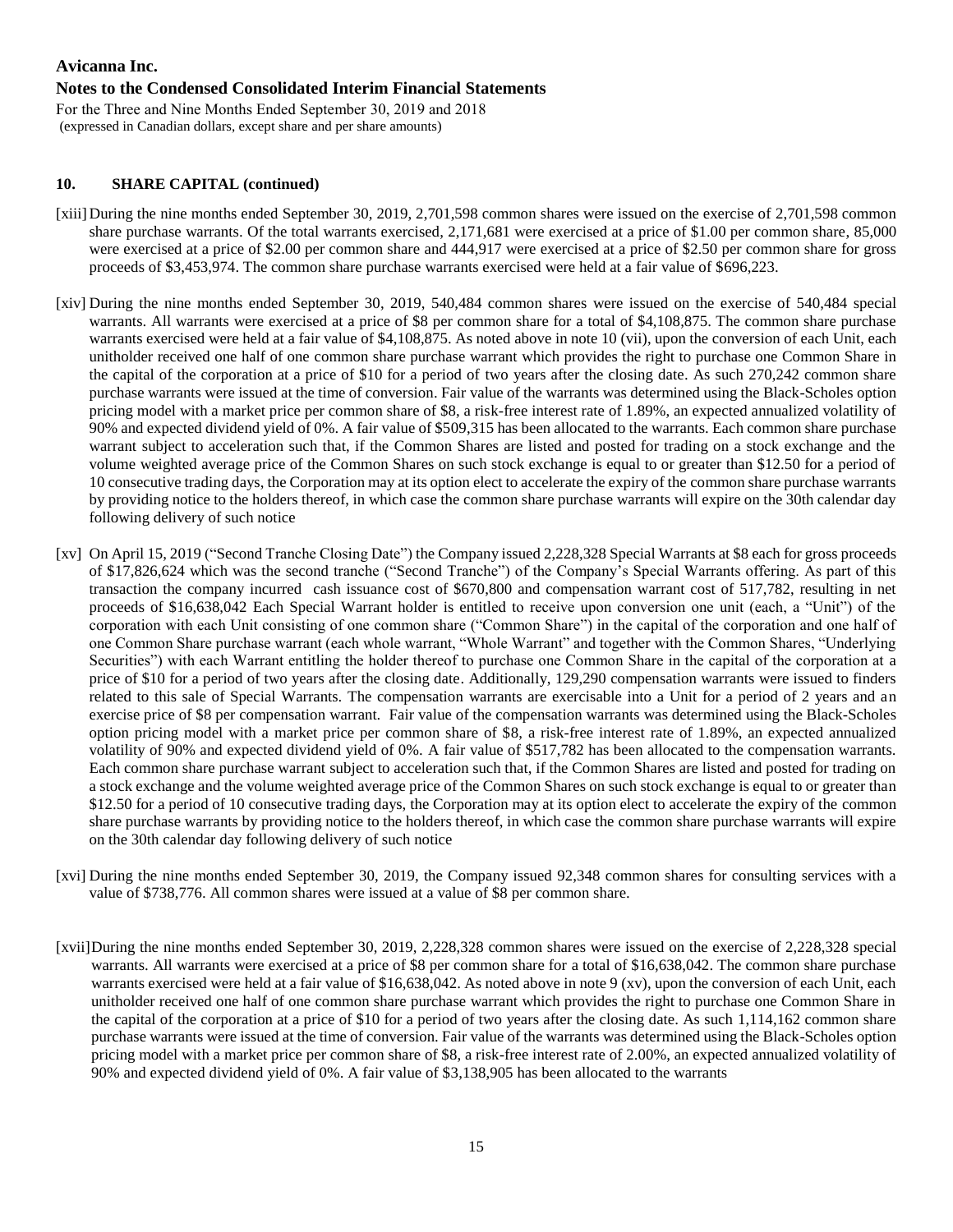## 10. SHARE CAPITAL (continued)

[xiii] During the nine months ended September 30, 2019, 2,701,598 common shares were issued on the exercise of 2,701,598 common share purchase warrants. Of the total warrants exercised, 2,171,681 were exercised at a price of $1.00 per common share, 85,000 were exercised at a price of $2.00 per common share and 444,917 were exercised at a price of $2.50 per common share for gross proceeds of $3,453,974. The common share purchase warrants exercised were held at a fair value of $696,223.

[xiv] During the nine months ended September 30, 2019, 540,484 common shares were issued on the exercise of 540,484 special warrants. All warrants were exercised at a price of $8 per common share for a total of $4,108,875. The common share purchase warrants exercised were held at a fair value of $4,108,875. As noted above in note 10 (vii), upon the conversion of each Unit, each unitholder received one half of one common share purchase warrant which provides the right to purchase one Common Share in the capital of the corporation at a price of $10 for a period of two years after the closing date. As such 270,242 common share purchase warrants were issued at the time of conversion. Fair value of the warrants was determined using the Black-Scholes option pricing model with a market price per common share of $8, a risk-free interest rate of 1.89%, an expected annualized volatility of 90% and expected dividend yield of 0%. A fair value of $509,315 has been allocated to the warrants. Each common share purchase warrant subject to acceleration such that, if the Common Shares are listed and posted for trading on a stock exchange and the volume weighted average price of the Common Shares on such stock exchange is equal to or greater than $12.50 for a period of 10 consecutive trading days, the Corporation may at its option elect to accelerate the expiry of the common share purchase warrants by providing notice to the holders thereof, in which case the common share purchase warrants will expire on the 30th calendar day following delivery of such notice

[xv] On April 15, 2019 ("Second Tranche Closing Date") the Company issued 2,228,328 Special Warrants at $8 each for gross proceeds of $17,826,624 which was the second tranche ("Second Tranche") of the Company's Special Warrants offering. As part of this transaction the company incurred cash issuance cost of $670,800 and compensation warrant cost of 517,782, resulting in net proceeds of $16,638,042 Each Special Warrant holder is entitled to receive upon conversion one unit (each, a "Unit") of the corporation with each Unit consisting of one common share ("Common Share") in the capital of the corporation and one half of one Common Share purchase warrant (each whole warrant, "Whole Warrant" and together with the Common Shares, "Underlying Securities") with each Warrant entitling the holder thereof to purchase one Common Share in the capital of the corporation at a price of $10 for a period of two years after the closing date. Additionally, 129,290 compensation warrants were issued to finders related to this sale of Special Warrants. The compensation warrants are exercisable into a Unit for a period of 2 years and an exercise price of $8 per compensation warrant. Fair value of the compensation warrants was determined using the Black-Scholes option pricing model with a market price per common share of $8, a risk-free interest rate of 1.89%, an expected annualized volatility of 90% and expected dividend yield of 0%. A fair value of $517,782 has been allocated to the compensation warrants. Each common share purchase warrant subject to acceleration such that, if the Common Shares are listed and posted for trading on a stock exchange and the volume weighted average price of the Common Shares on such stock exchange is equal to or greater than $12.50 for a period of 10 consecutive trading days, the Corporation may at its option elect to accelerate the expiry of the common share purchase warrants by providing notice to the holders thereof, in which case the common share purchase warrants will expire on the 30th calendar day following delivery of such notice

[xvi] During the nine months ended September 30, 2019, the Company issued 92,348 common shares for consulting services with a value of $738,776. All common shares were issued at a value of $8 per common share.

[xvii] During the nine months ended September 30, 2019, 2,228,328 common shares were issued on the exercise of 2,228,328 special warrants. All warrants were exercised at a price of $8 per common share for a total of $16,638,042. The common share purchase warrants exercised were held at a fair value of $16,638,042. As noted above in note 9 (xv), upon the conversion of each Unit, each unitholder received one half of one common share purchase warrant which provides the right to purchase one Common Share in the capital of the corporation at a price of $10 for a period of two years after the closing date. As such 1,114,162 common share purchase warrants were issued at the time of conversion. Fair value of the warrants was determined using the Black-Scholes option pricing model with a market price per common share of $8, a risk-free interest rate of 2.00%, an expected annualized volatility of 90% and expected dividend yield of 0%. A fair value of $3,138,905 has been allocated to the warrants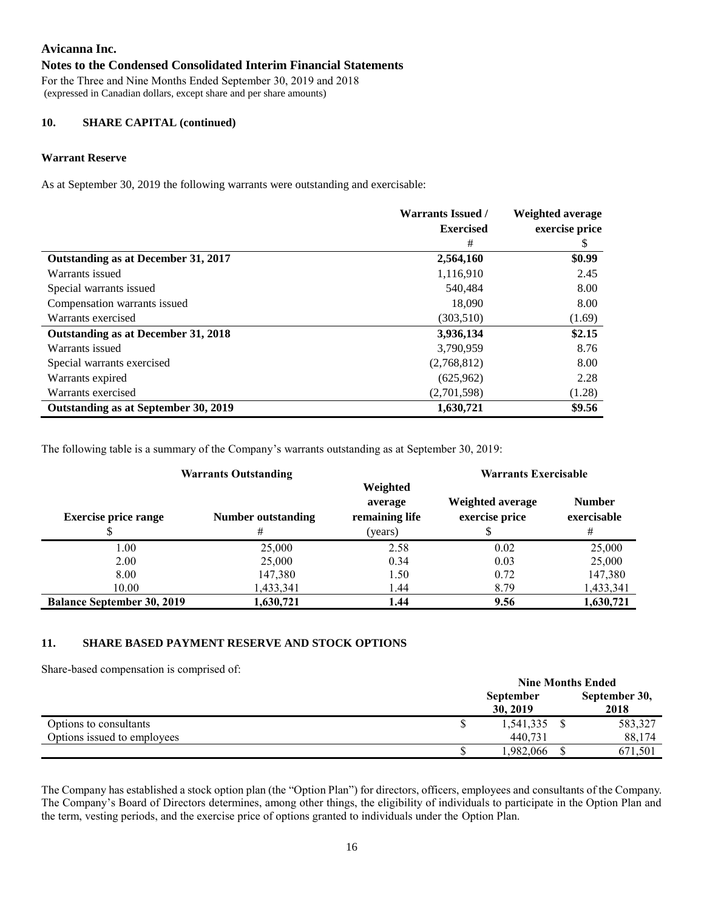# Avicanna Inc.

## Notes to the Condensed Consolidated Interim Financial Statements

For the Three and Nine Months Ended September 30, 2019 and 2018
(expressed in Canadian dollars, except share and per share amounts)

### 10. SHARE CAPITAL (continued)

#### Warrant Reserve

As at September 30, 2019 the following warrants were outstanding and exercisable:

| | Warrants Issued / Exercised | Weighted average exercise price |
|---|---|---|
| | # | $ |
| **Outstanding as at December 31, 2017** | **2,564,160** | **$0.99** |
| Warrants issued | 1,116,910 | 2.45 |
| Special warrants issued | 540,484 | 8.00 |
| Compensation warrants issued | 18,090 | 8.00 |
| Warrants exercised | (303,510) | (1.69) |
| **Outstanding as at December 31, 2018** | **3,936,134** | **$2.15** |
| Warrants issued | 3,790,959 | 8.76 |
| Special warrants exercised | (2,768,812) | 8.00 |
| Warrants expired | (625,962) | 2.28 |
| Warrants exercised | (2,701,598) | (1.28) |
| **Outstanding as at September 30, 2019** | **1,630,721** | **$9.56** |

The following table is a summary of the Company's warrants outstanding as at September 30, 2019:

| Warrants Outstanding | | | Warrants Exercisable | |
|---|---|---|---|---|
| Exercise price range | Number outstanding | Weighted average remaining life | Weighted average exercise price | Number exercisable |
| $ | # | (years) | $ | # |
| 1.00 | 25,000 | 2.58 | 0.02 | 25,000 |
| 2.00 | 25,000 | 0.34 | 0.03 | 25,000 |
| 8.00 | 147,380 | 1.50 | 0.72 | 147,380 |
| 10.00 | 1,433,341 | 1.44 | 8.79 | 1,433,341 |
| **Balance September 30, 2019** | **1,630,721** | **1.44** | **9.56** | **1,630,721** |

### 11. SHARE BASED PAYMENT RESERVE AND STOCK OPTIONS

Share-based compensation is comprised of:

| | Nine Months Ended | |
|---|---|---|
| | September 30, 2019 | September 30, 2018 |
| Options to consultants | $ 1,541,335 | $ 583,327 |
| Options issued to employees | 440,731 | 88,174 |
| | $ 1,982,066 | $ 671,501 |

The Company has established a stock option plan (the "Option Plan") for directors, officers, employees and consultants of the Company. The Company's Board of Directors determines, among other things, the eligibility of individuals to participate in the Option Plan and the term, vesting periods, and the exercise price of options granted to individuals under the Option Plan.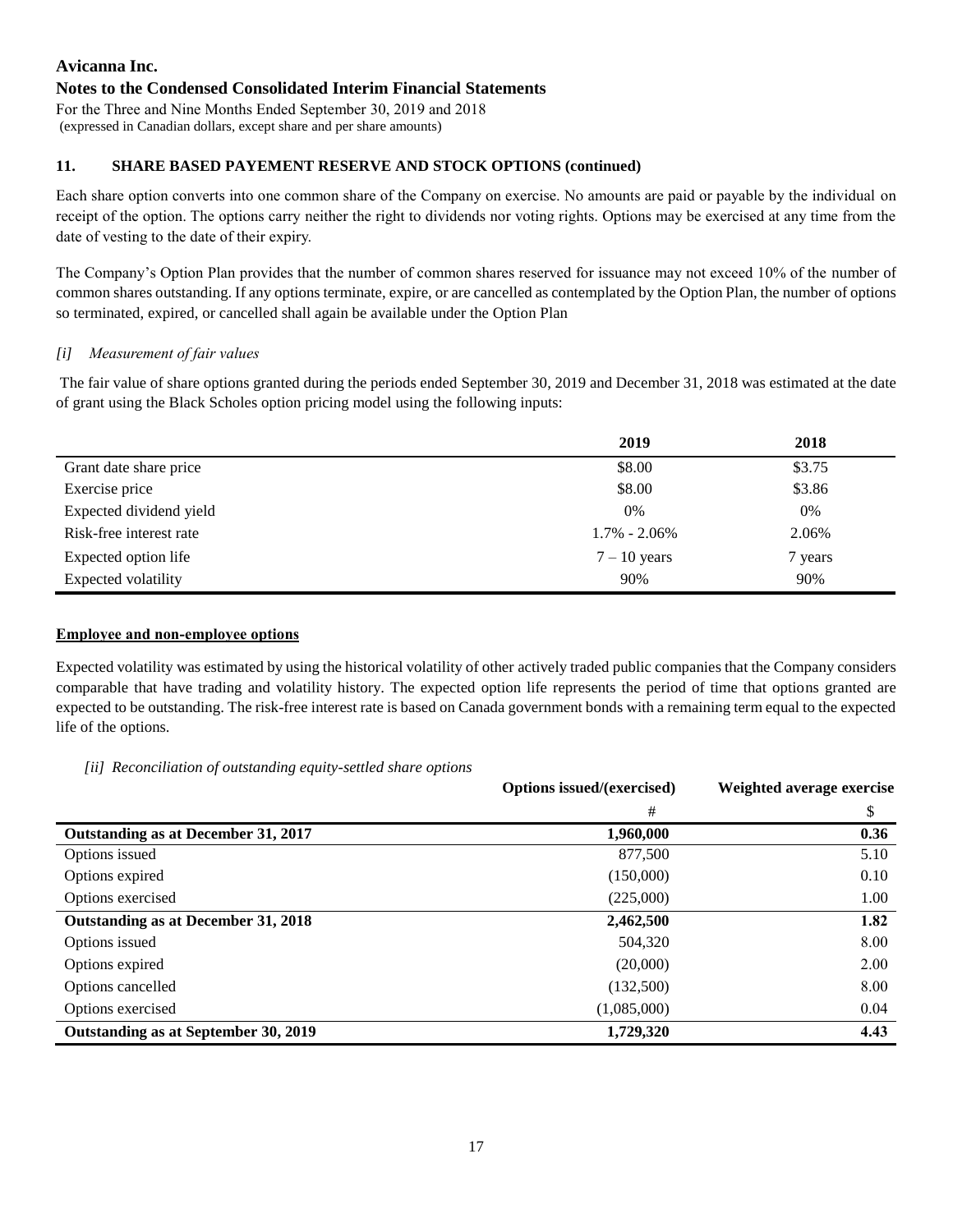## 11. SHARE BASED PAYEMENT RESERVE AND STOCK OPTIONS (continued)

Each share option converts into one common share of the Company on exercise. No amounts are paid or payable by the individual on receipt of the option. The options carry neither the right to dividends nor voting rights. Options may be exercised at any time from the date of vesting to the date of their expiry.

The Company's Option Plan provides that the number of common shares reserved for issuance may not exceed 10% of the number of common shares outstanding. If any options terminate, expire, or are cancelled as contemplated by the Option Plan, the number of options so terminated, expired, or cancelled shall again be available under the Option Plan

### *[i] Measurement of fair values*

The fair value of share options granted during the periods ended September 30, 2019 and December 31, 2018 was estimated at the date of grant using the Black Scholes option pricing model using the following inputs:

| | 2019 | 2018 |
|---|---|---|
| Grant date share price | \$8.00 | \$3.75 |
| Exercise price | \$8.00 | \$3.86 |
| Expected dividend yield | 0% | 0% |
| Risk-free interest rate | 1.7% - 2.06% | 2.06% |
| Expected option life | 7 – 10 years | 7 years |
| Expected volatility | 90% | 90% |

**Employee and non-employee options**

Expected volatility was estimated by using the historical volatility of other actively traded public companies that the Company considers comparable that have trading and volatility history. The expected option life represents the period of time that options granted are expected to be outstanding. The risk-free interest rate is based on Canada government bonds with a remaining term equal to the expected life of the options.

### *[ii] Reconciliation of outstanding equity-settled share options*

| | Options issued/(exercised) | Weighted average exercise |
|---|---|---|
| | # | \$ |
| **Outstanding as at December 31, 2017** | **1,960,000** | **0.36** |
| Options issued | 877,500 | 5.10 |
| Options expired | (150,000) | 0.10 |
| Options exercised | (225,000) | 1.00 |
| **Outstanding as at December 31, 2018** | **2,462,500** | **1.82** |
| Options issued | 504,320 | 8.00 |
| Options expired | (20,000) | 2.00 |
| Options cancelled | (132,500) | 8.00 |
| Options exercised | (1,085,000) | 0.04 |
| **Outstanding as at September 30, 2019** | **1,729,320** | **4.43** |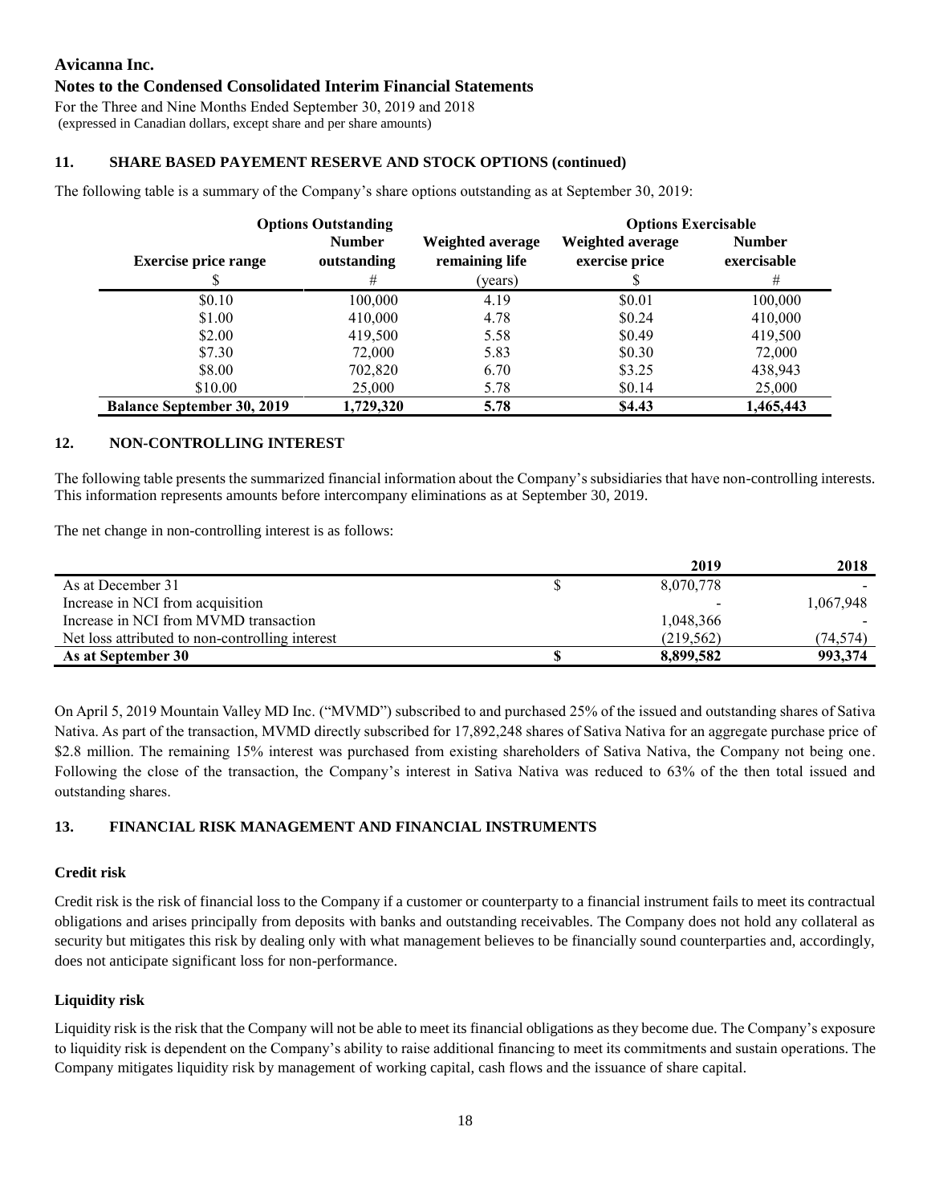**Avicanna Inc.**

**Notes to the Condensed Consolidated Interim Financial Statements**

For the Three and Nine Months Ended September 30, 2019 and 2018
(expressed in Canadian dollars, except share and per share amounts)

## 11. SHARE BASED PAYEMENT RESERVE AND STOCK OPTIONS (continued)

The following table is a summary of the Company's share options outstanding as at September 30, 2019:

| | Options Outstanding | | Options Exercisable | |
|---|---|---|---|---|
| **Exercise price range** | **Number outstanding** | **Weighted average remaining life** | **Weighted average exercise price** | **Number exercisable** |
| $ | # | (years) | $ | # |
| $0.10 | 100,000 | 4.19 | $0.01 | 100,000 |
| $1.00 | 410,000 | 4.78 | $0.24 | 410,000 |
| $2.00 | 419,500 | 5.58 | $0.49 | 419,500 |
| $7.30 | 72,000 | 5.83 | $0.30 | 72,000 |
| $8.00 | 702,820 | 6.70 | $3.25 | 438,943 |
| $10.00 | 25,000 | 5.78 | $0.14 | 25,000 |
| **Balance September 30, 2019** | **1,729,320** | **5.78** | **$4.43** | **1,465,443** |

## 12. NON-CONTROLLING INTEREST

The following table presents the summarized financial information about the Company's subsidiaries that have non-controlling interests. This information represents amounts before intercompany eliminations as at September 30, 2019.

The net change in non-controlling interest is as follows:

| | | 2019 | 2018 |
|---|---|---|---|
| As at December 31 | $ | 8,070,778 | - |
| Increase in NCI from acquisition | | - | 1,067,948 |
| Increase in NCI from MVMD transaction | | 1,048,366 | - |
| Net loss attributed to non-controlling interest | | (219,562) | (74,574) |
| **As at September 30** | **$** | **8,899,582** | **993,374** |

On April 5, 2019 Mountain Valley MD Inc. ("MVMD") subscribed to and purchased 25% of the issued and outstanding shares of Sativa Nativa. As part of the transaction, MVMD directly subscribed for 17,892,248 shares of Sativa Nativa for an aggregate purchase price of $2.8 million. The remaining 15% interest was purchased from existing shareholders of Sativa Nativa, the Company not being one. Following the close of the transaction, the Company's interest in Sativa Nativa was reduced to 63% of the then total issued and outstanding shares.

## 13. FINANCIAL RISK MANAGEMENT AND FINANCIAL INSTRUMENTS

### Credit risk

Credit risk is the risk of financial loss to the Company if a customer or counterparty to a financial instrument fails to meet its contractual obligations and arises principally from deposits with banks and outstanding receivables. The Company does not hold any collateral as security but mitigates this risk by dealing only with what management believes to be financially sound counterparties and, accordingly, does not anticipate significant loss for non-performance.

### Liquidity risk

Liquidity risk is the risk that the Company will not be able to meet its financial obligations as they become due. The Company's exposure to liquidity risk is dependent on the Company's ability to raise additional financing to meet its commitments and sustain operations. The Company mitigates liquidity risk by management of working capital, cash flows and the issuance of share capital.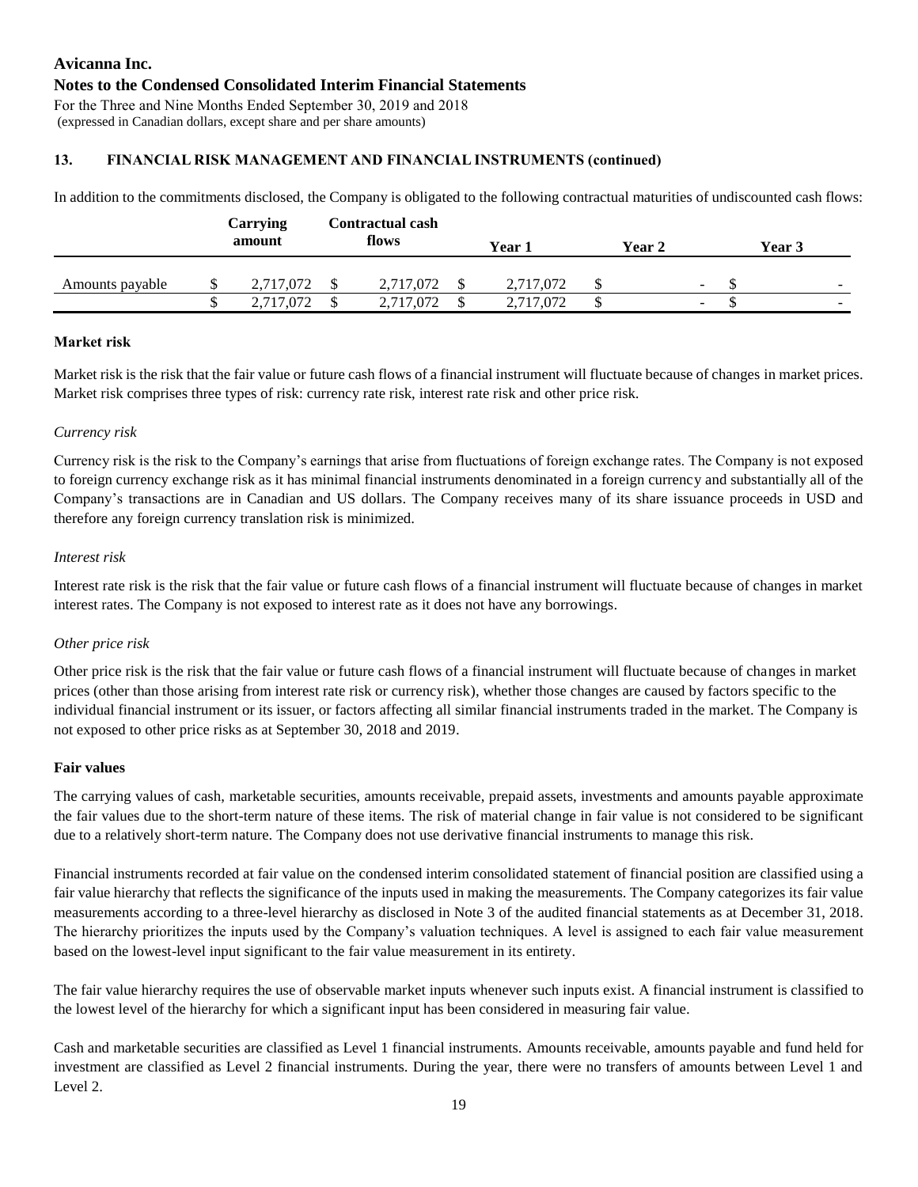# Avicanna Inc.

## Notes to the Condensed Consolidated Interim Financial Statements

For the Three and Nine Months Ended September 30, 2019 and 2018
(expressed in Canadian dollars, except share and per share amounts)

### 13. FINANCIAL RISK MANAGEMENT AND FINANCIAL INSTRUMENTS (continued)

In addition to the commitments disclosed, the Company is obligated to the following contractual maturities of undiscounted cash flows:

| | Carrying amount | Contractual cash flows | Year 1 | Year 2 | Year 3 |
|---|---|---|---|---|---|
| Amounts payable | $ 2,717,072 | $ 2,717,072 | $ 2,717,072 | $ - | $ - |
| | $ 2,717,072 | $ 2,717,072 | $ 2,717,072 | $ - | $ - |

**Market risk**

Market risk is the risk that the fair value or future cash flows of a financial instrument will fluctuate because of changes in market prices. Market risk comprises three types of risk: currency rate risk, interest rate risk and other price risk.

*Currency risk*

Currency risk is the risk to the Company's earnings that arise from fluctuations of foreign exchange rates. The Company is not exposed to foreign currency exchange risk as it has minimal financial instruments denominated in a foreign currency and substantially all of the Company's transactions are in Canadian and US dollars. The Company receives many of its share issuance proceeds in USD and therefore any foreign currency translation risk is minimized.

*Interest risk*

Interest rate risk is the risk that the fair value or future cash flows of a financial instrument will fluctuate because of changes in market interest rates. The Company is not exposed to interest rate as it does not have any borrowings.

*Other price risk*

Other price risk is the risk that the fair value or future cash flows of a financial instrument will fluctuate because of changes in market prices (other than those arising from interest rate risk or currency risk), whether those changes are caused by factors specific to the individual financial instrument or its issuer, or factors affecting all similar financial instruments traded in the market. The Company is not exposed to other price risks as at September 30, 2018 and 2019.

**Fair values**

The carrying values of cash, marketable securities, amounts receivable, prepaid assets, investments and amounts payable approximate the fair values due to the short-term nature of these items. The risk of material change in fair value is not considered to be significant due to a relatively short-term nature. The Company does not use derivative financial instruments to manage this risk.

Financial instruments recorded at fair value on the condensed interim consolidated statement of financial position are classified using a fair value hierarchy that reflects the significance of the inputs used in making the measurements. The Company categorizes its fair value measurements according to a three-level hierarchy as disclosed in Note 3 of the audited financial statements as at December 31, 2018. The hierarchy prioritizes the inputs used by the Company's valuation techniques. A level is assigned to each fair value measurement based on the lowest-level input significant to the fair value measurement in its entirety.

The fair value hierarchy requires the use of observable market inputs whenever such inputs exist. A financial instrument is classified to the lowest level of the hierarchy for which a significant input has been considered in measuring fair value.

Cash and marketable securities are classified as Level 1 financial instruments. Amounts receivable, amounts payable and fund held for investment are classified as Level 2 financial instruments. During the year, there were no transfers of amounts between Level 1 and Level 2.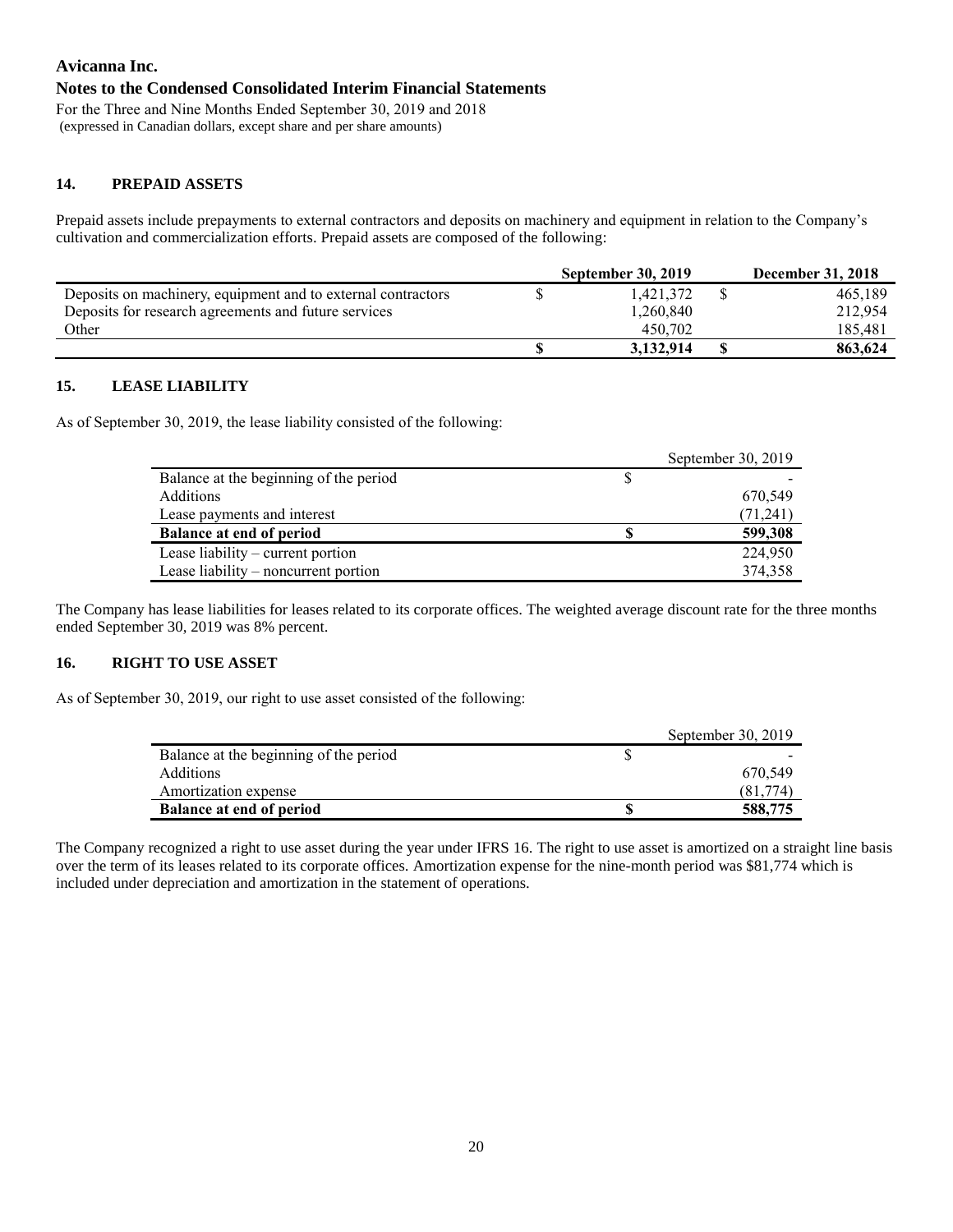**Avicanna Inc.**
**Notes to the Condensed Consolidated Interim Financial Statements**
For the Three and Nine Months Ended September 30, 2019 and 2018
(expressed in Canadian dollars, except share and per share amounts)

## 14. PREPAID ASSETS

Prepaid assets include prepayments to external contractors and deposits on machinery and equipment in relation to the Company's cultivation and commercialization efforts. Prepaid assets are composed of the following:

| | September 30, 2019 | December 31, 2018 |
|---|---|---|
| Deposits on machinery, equipment and to external contractors | $ 1,421,372 | $ 465,189 |
| Deposits for research agreements and future services | 1,260,840 | 212,954 |
| Other | 450,702 | 185,481 |
| | **$ 3,132,914** | **$ 863,624** |

## 15. LEASE LIABILITY

As of September 30, 2019, the lease liability consisted of the following:

| | September 30, 2019 |
|---|---|
| Balance at the beginning of the period | $ - |
| Additions | 670,549 |
| Lease payments and interest | (71,241) |
| **Balance at end of period** | **$ 599,308** |
| Lease liability – current portion | 224,950 |
| Lease liability – noncurrent portion | 374,358 |

The Company has lease liabilities for leases related to its corporate offices. The weighted average discount rate for the three months ended September 30, 2019 was 8% percent.

## 16. RIGHT TO USE ASSET

As of September 30, 2019, our right to use asset consisted of the following:

| | September 30, 2019 |
|---|---|
| Balance at the beginning of the period | $ - |
| Additions | 670,549 |
| Amortization expense | (81,774) |
| **Balance at end of period** | **$ 588,775** |

The Company recognized a right to use asset during the year under IFRS 16. The right to use asset is amortized on a straight line basis over the term of its leases related to its corporate offices. Amortization expense for the nine-month period was $81,774 which is included under depreciation and amortization in the statement of operations.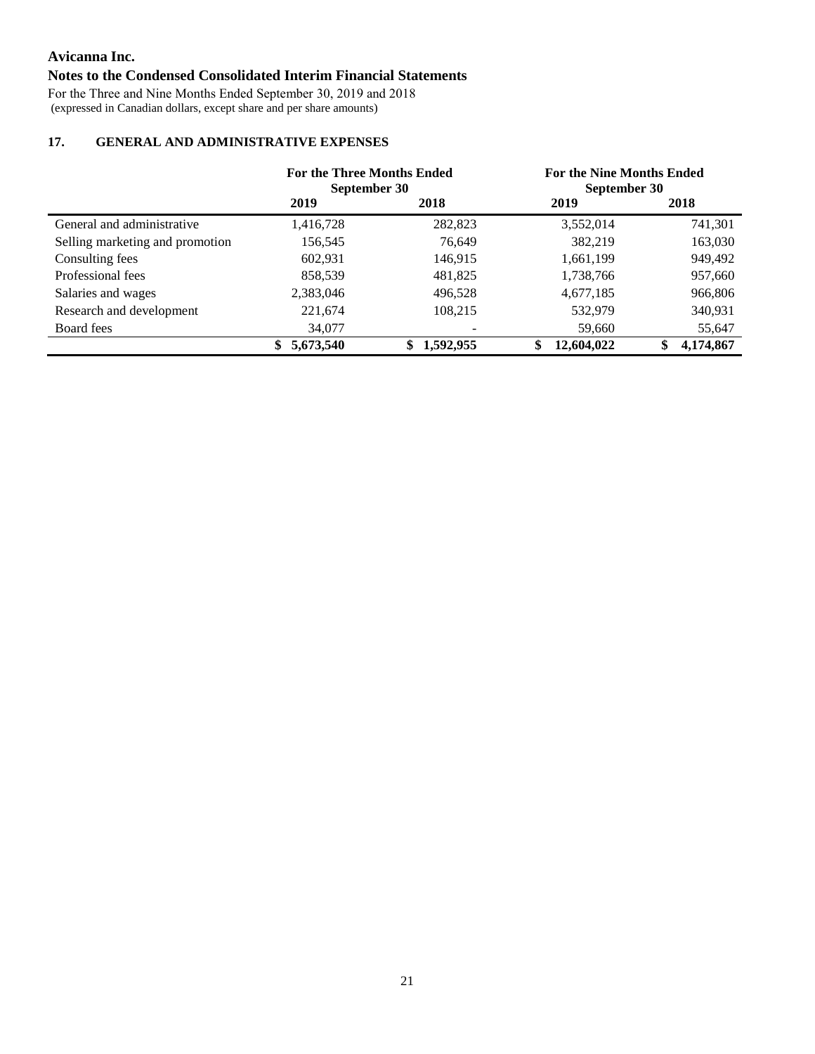**Avicanna Inc.**

**Notes to the Condensed Consolidated Interim Financial Statements**

For the Three and Nine Months Ended September 30, 2019 and 2018
(expressed in Canadian dollars, except share and per share amounts)

### 17. GENERAL AND ADMINISTRATIVE EXPENSES

| | For the Three Months Ended September 30 | | For the Nine Months Ended September 30 | |
|---|---|---|---|---|
| | 2019 | 2018 | 2019 | 2018 |
| General and administrative | 1,416,728 | 282,823 | 3,552,014 | 741,301 |
| Selling marketing and promotion | 156,545 | 76,649 | 382,219 | 163,030 |
| Consulting fees | 602,931 | 146,915 | 1,661,199 | 949,492 |
| Professional fees | 858,539 | 481,825 | 1,738,766 | 957,660 |
| Salaries and wages | 2,383,046 | 496,528 | 4,677,185 | 966,806 |
| Research and development | 221,674 | 108,215 | 532,979 | 340,931 |
| Board fees | 34,077 | - | 59,660 | 55,647 |
| | $ 5,673,540 | $ 1,592,955 | $ 12,604,022 | $ 4,174,867 |